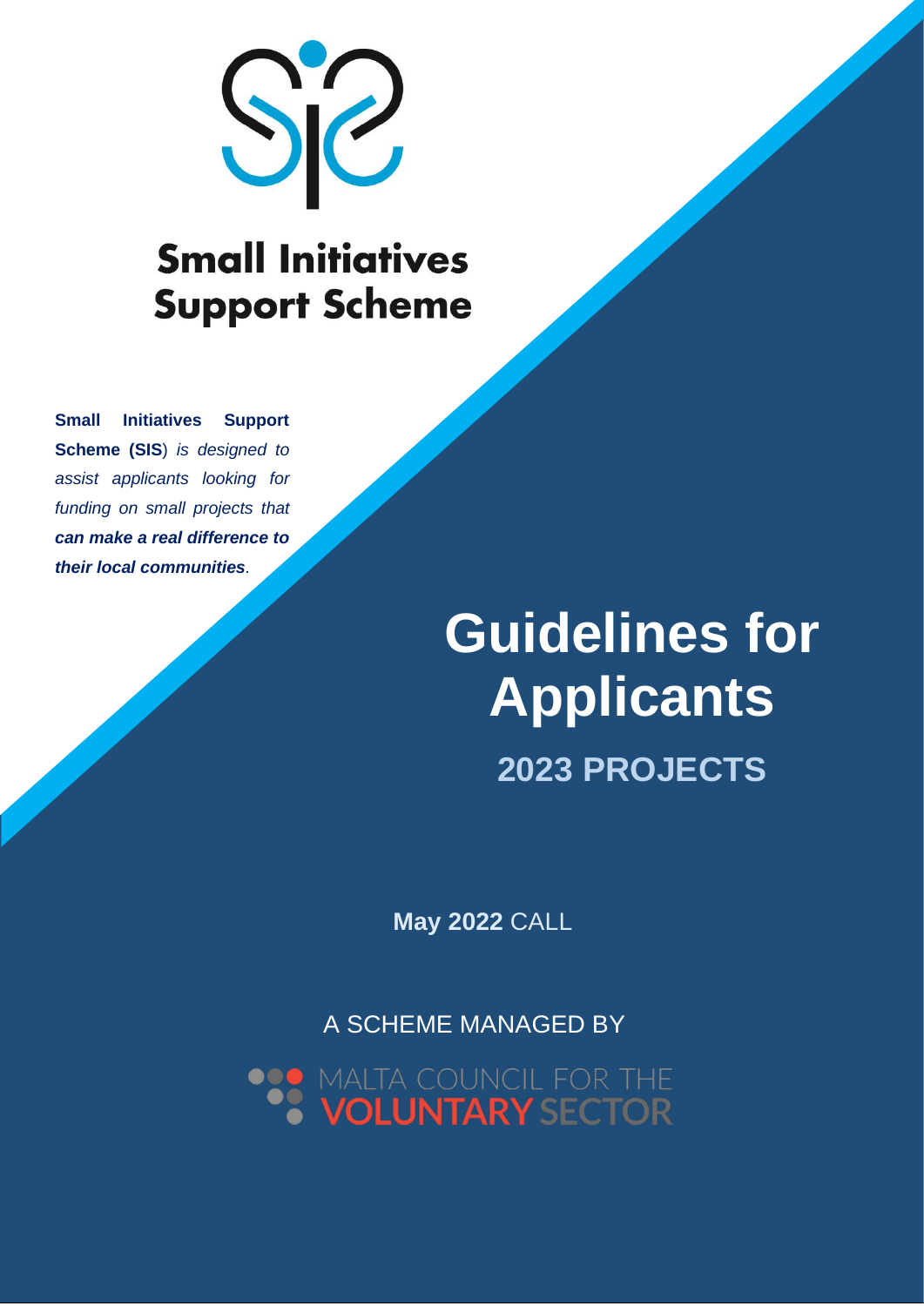# Small Initiatives Support Scheme

**Small Initiatives Support Scheme (SIS**) *is designed to assist applicants looking for funding on small projects that* ***can make a real difference to their local communities****.*

# Guidelines for Applicants

## 2023 PROJECTS

**May 2022** CALL

A SCHEME MANAGED BY

MALTA COUNCIL FOR THE VOLUNTARY SECTOR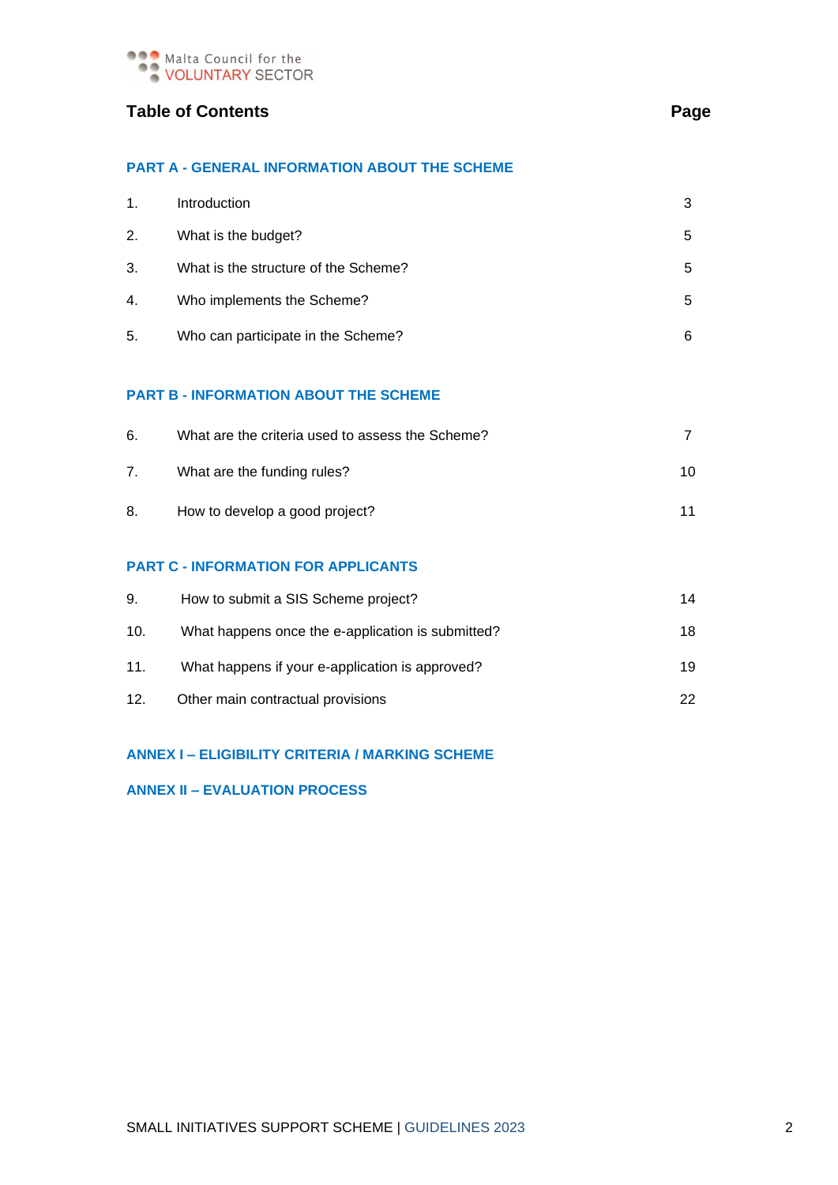Malta Council for the VOLUNTARY SECTOR

## Table of Contents

| | | Page |
|---|---|---|
| **PART A - GENERAL INFORMATION ABOUT THE SCHEME** | | |
| 1. | Introduction | 3 |
| 2. | What is the budget? | 5 |
| 3. | What is the structure of the Scheme? | 5 |
| 4. | Who implements the Scheme? | 5 |
| 5. | Who can participate in the Scheme? | 6 |
| **PART B - INFORMATION ABOUT THE SCHEME** | | |
| 6. | What are the criteria used to assess the Scheme? | 7 |
| 7. | What are the funding rules? | 10 |
| 8. | How to develop a good project? | 11 |
| **PART C - INFORMATION FOR APPLICANTS** | | |
| 9. | How to submit a SIS Scheme project? | 14 |
| 10. | What happens once the e-application is submitted? | 18 |
| 11. | What happens if your e-application is approved? | 19 |
| 12. | Other main contractual provisions | 22 |
| **ANNEX I – ELIGIBILITY CRITERIA / MARKING SCHEME** | | |
| **ANNEX II – EVALUATION PROCESS** | | |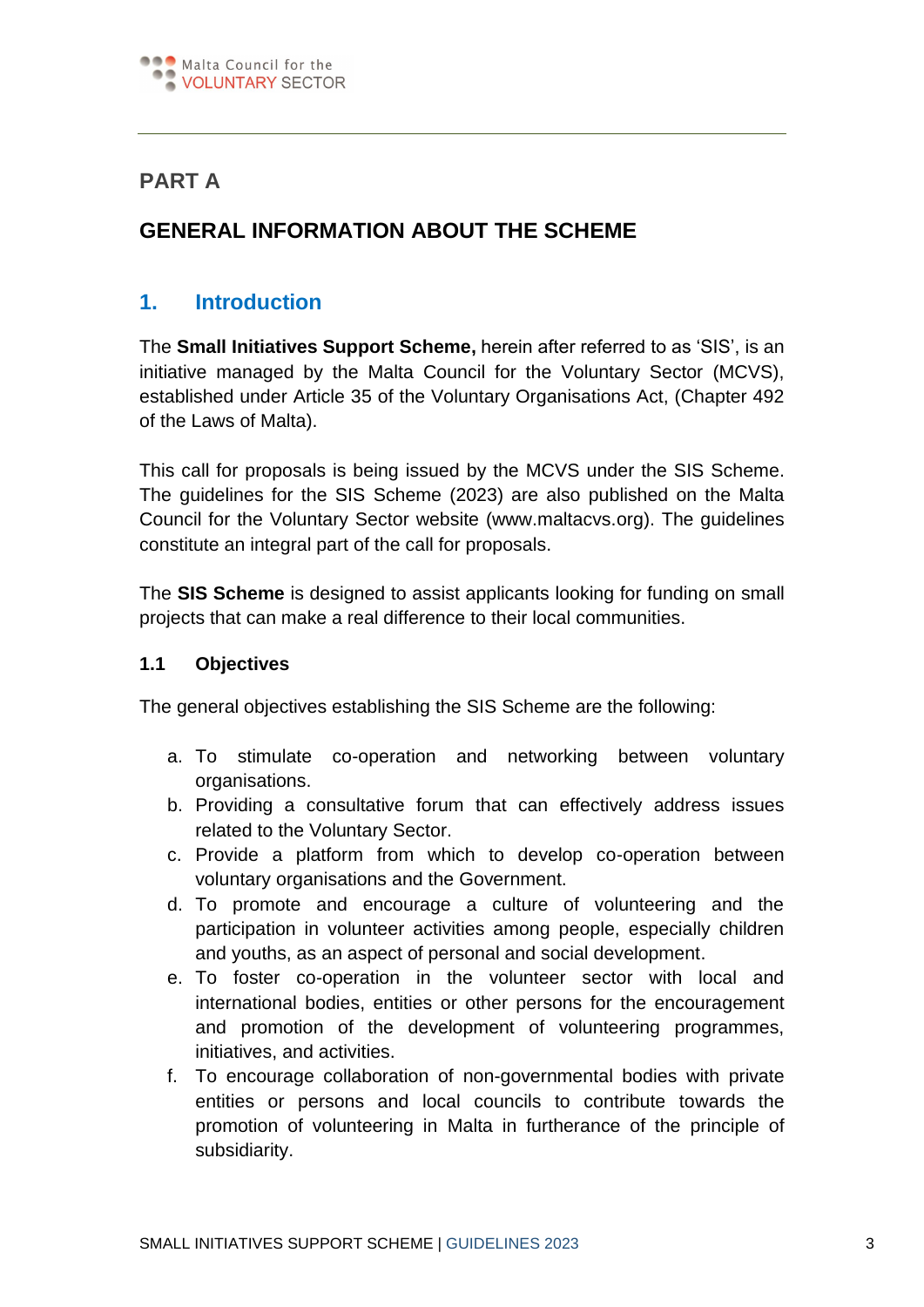# PART A

# GENERAL INFORMATION ABOUT THE SCHEME

## 1. Introduction

The **Small Initiatives Support Scheme,** herein after referred to as 'SIS', is an initiative managed by the Malta Council for the Voluntary Sector (MCVS), established under Article 35 of the Voluntary Organisations Act, (Chapter 492 of the Laws of Malta).

This call for proposals is being issued by the MCVS under the SIS Scheme. The guidelines for the SIS Scheme (2023) are also published on the Malta Council for the Voluntary Sector website (www.maltacvs.org). The guidelines constitute an integral part of the call for proposals.

The **SIS Scheme** is designed to assist applicants looking for funding on small projects that can make a real difference to their local communities.

### 1.1 Objectives

The general objectives establishing the SIS Scheme are the following:

a. To stimulate co-operation and networking between voluntary organisations.
b. Providing a consultative forum that can effectively address issues related to the Voluntary Sector.
c. Provide a platform from which to develop co-operation between voluntary organisations and the Government.
d. To promote and encourage a culture of volunteering and the participation in volunteer activities among people, especially children and youths, as an aspect of personal and social development.
e. To foster co-operation in the volunteer sector with local and international bodies, entities or other persons for the encouragement and promotion of the development of volunteering programmes, initiatives, and activities.
f. To encourage collaboration of non-governmental bodies with private entities or persons and local councils to contribute towards the promotion of volunteering in Malta in furtherance of the principle of subsidiarity.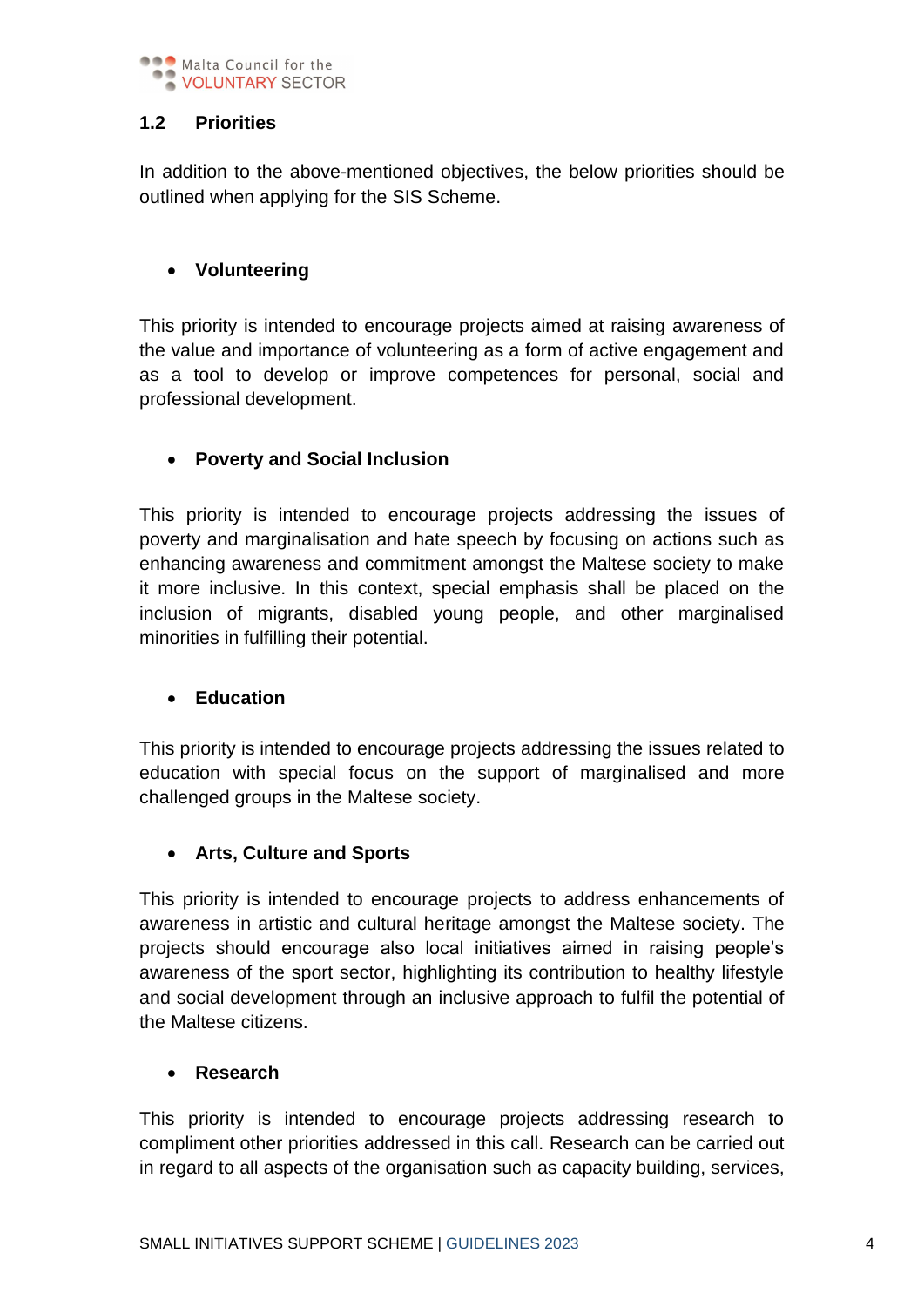## 1.2 Priorities

In addition to the above-mentioned objectives, the below priorities should be outlined when applying for the SIS Scheme.

- **Volunteering**

This priority is intended to encourage projects aimed at raising awareness of the value and importance of volunteering as a form of active engagement and as a tool to develop or improve competences for personal, social and professional development.

- **Poverty and Social Inclusion**

This priority is intended to encourage projects addressing the issues of poverty and marginalisation and hate speech by focusing on actions such as enhancing awareness and commitment amongst the Maltese society to make it more inclusive. In this context, special emphasis shall be placed on the inclusion of migrants, disabled young people, and other marginalised minorities in fulfilling their potential.

- **Education**

This priority is intended to encourage projects addressing the issues related to education with special focus on the support of marginalised and more challenged groups in the Maltese society.

- **Arts, Culture and Sports**

This priority is intended to encourage projects to address enhancements of awareness in artistic and cultural heritage amongst the Maltese society. The projects should encourage also local initiatives aimed in raising people's awareness of the sport sector, highlighting its contribution to healthy lifestyle and social development through an inclusive approach to fulfil the potential of the Maltese citizens.

- **Research**

This priority is intended to encourage projects addressing research to compliment other priorities addressed in this call. Research can be carried out in regard to all aspects of the organisation such as capacity building, services,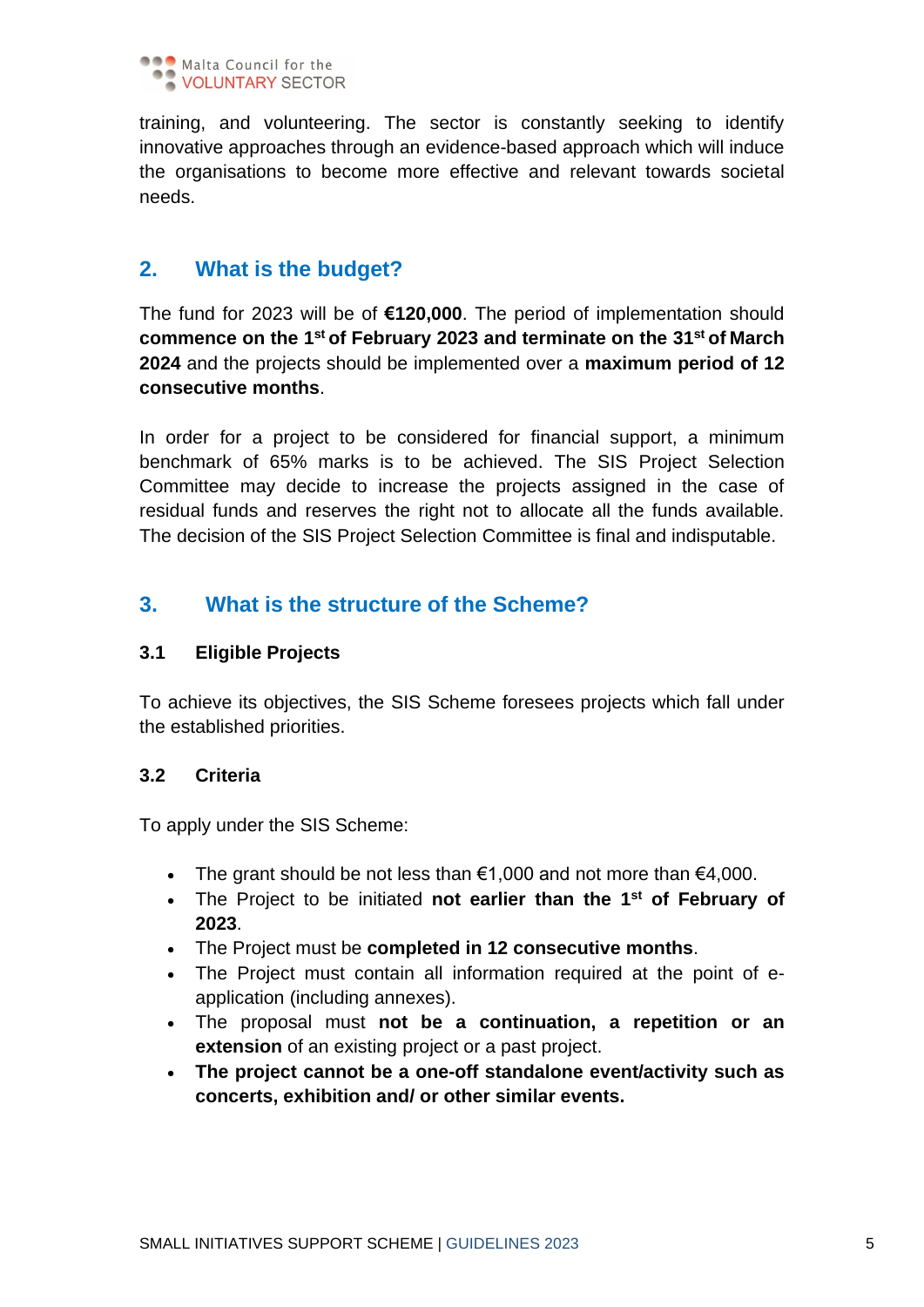training, and volunteering. The sector is constantly seeking to identify innovative approaches through an evidence-based approach which will induce the organisations to become more effective and relevant towards societal needs.

## 2. What is the budget?

The fund for 2023 will be of **€120,000**. The period of implementation should **commence on the 1st of February 2023 and terminate on the 31st of March 2024** and the projects should be implemented over a **maximum period of 12 consecutive months**.

In order for a project to be considered for financial support, a minimum benchmark of 65% marks is to be achieved. The SIS Project Selection Committee may decide to increase the projects assigned in the case of residual funds and reserves the right not to allocate all the funds available. The decision of the SIS Project Selection Committee is final and indisputable.

## 3. What is the structure of the Scheme?

### 3.1 Eligible Projects

To achieve its objectives, the SIS Scheme foresees projects which fall under the established priorities.

### 3.2 Criteria

To apply under the SIS Scheme:

- The grant should be not less than €1,000 and not more than €4,000.
- The Project to be initiated **not earlier than the 1st of February of 2023**.
- The Project must be **completed in 12 consecutive months**.
- The Project must contain all information required at the point of e-application (including annexes).
- The proposal must **not be a continuation, a repetition or an extension** of an existing project or a past project.
- **The project cannot be a one-off standalone event/activity such as concerts, exhibition and/ or other similar events.**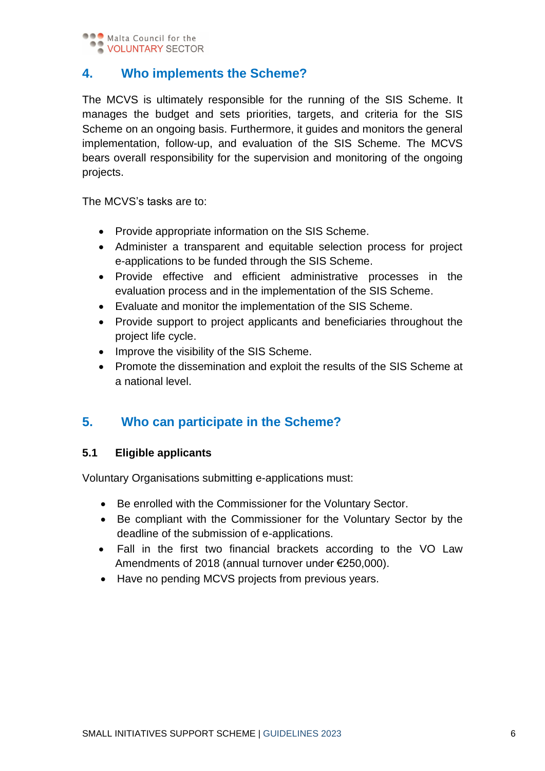## 4. Who implements the Scheme?

The MCVS is ultimately responsible for the running of the SIS Scheme. It manages the budget and sets priorities, targets, and criteria for the SIS Scheme on an ongoing basis. Furthermore, it guides and monitors the general implementation, follow-up, and evaluation of the SIS Scheme. The MCVS bears overall responsibility for the supervision and monitoring of the ongoing projects.

The MCVS's tasks are to:

- Provide appropriate information on the SIS Scheme.
- Administer a transparent and equitable selection process for project e-applications to be funded through the SIS Scheme.
- Provide effective and efficient administrative processes in the evaluation process and in the implementation of the SIS Scheme.
- Evaluate and monitor the implementation of the SIS Scheme.
- Provide support to project applicants and beneficiaries throughout the project life cycle.
- Improve the visibility of the SIS Scheme.
- Promote the dissemination and exploit the results of the SIS Scheme at a national level.

## 5. Who can participate in the Scheme?

### 5.1 Eligible applicants

Voluntary Organisations submitting e-applications must:

- Be enrolled with the Commissioner for the Voluntary Sector.
- Be compliant with the Commissioner for the Voluntary Sector by the deadline of the submission of e-applications.
- Fall in the first two financial brackets according to the VO Law Amendments of 2018 (annual turnover under €250,000).
- Have no pending MCVS projects from previous years.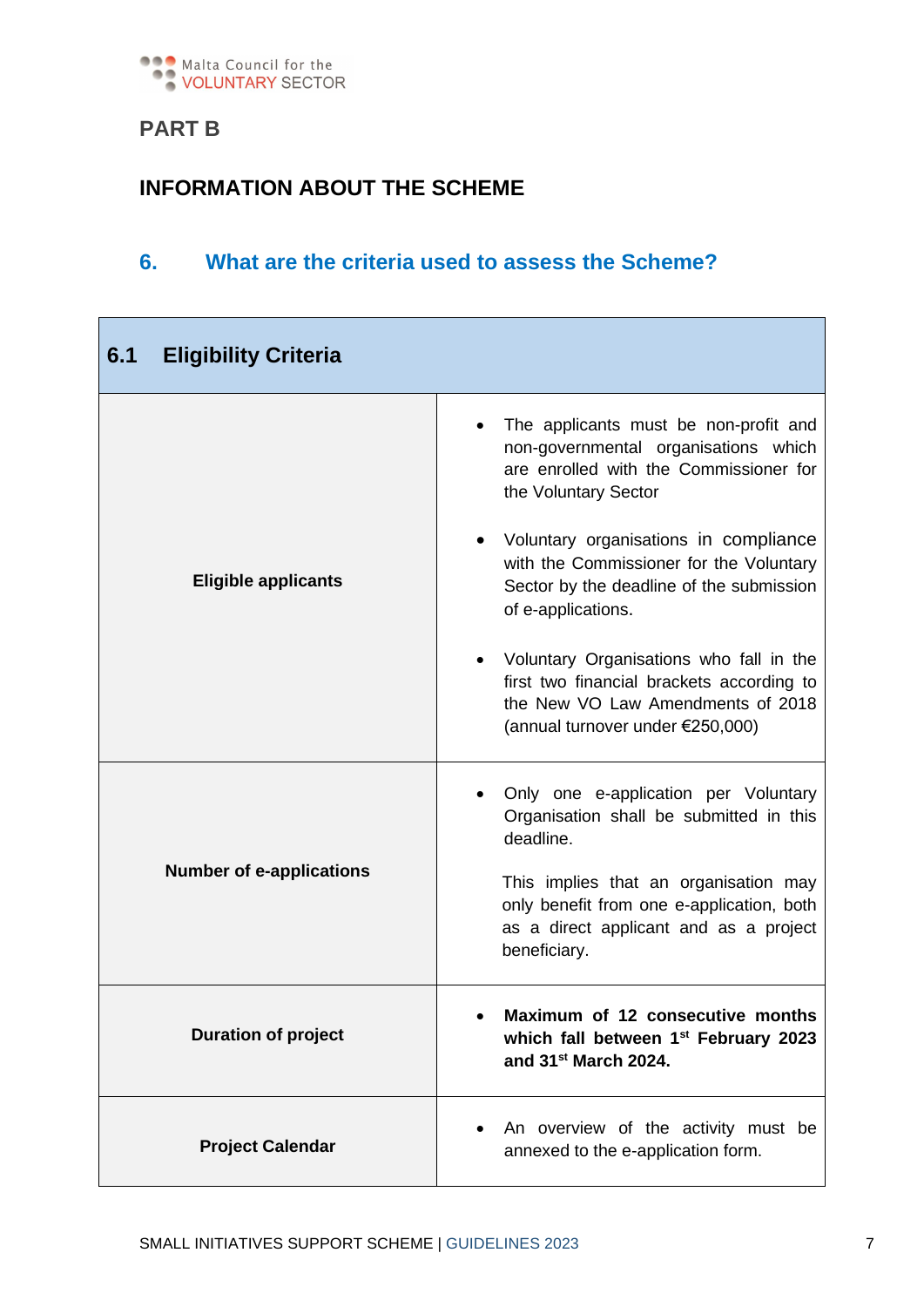PART B

## INFORMATION ABOUT THE SCHEME

### 6. What are the criteria used to assess the Scheme?

| 6.1 Eligibility Criteria | |
|---|---|
| **Eligible applicants** | • The applicants must be non-profit and non-governmental organisations which are enrolled with the Commissioner for the Voluntary Sector<br><br>• Voluntary organisations in compliance with the Commissioner for the Voluntary Sector by the deadline of the submission of e-applications.<br><br>• Voluntary Organisations who fall in the first two financial brackets according to the New VO Law Amendments of 2018 (annual turnover under €250,000) |
| **Number of e-applications** | • Only one e-application per Voluntary Organisation shall be submitted in this deadline.<br><br>This implies that an organisation may only benefit from one e-application, both as a direct applicant and as a project beneficiary. |
| **Duration of project** | • **Maximum of 12 consecutive months which fall between 1st February 2023 and 31st March 2024.** |
| **Project Calendar** | • An overview of the activity must be annexed to the e-application form. |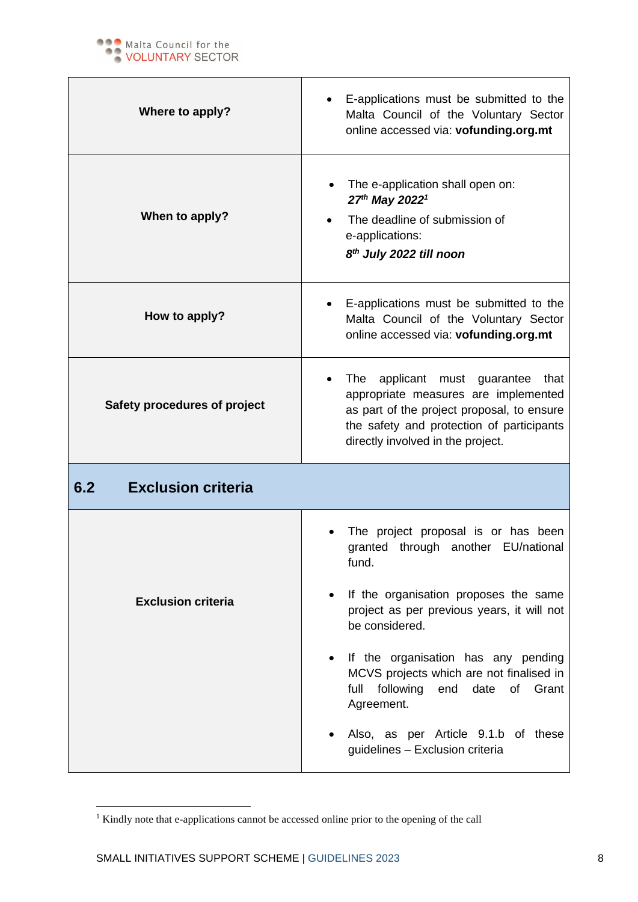| | |
|---|---|
| **Where to apply?** | • E-applications must be submitted to the Malta Council of the Voluntary Sector online accessed via: **vofunding.org.mt** |
| **When to apply?** | • The e-application shall open on: ***27th May 2022***[1] <br> • The deadline of submission of e-applications: ***8th July 2022 till noon*** |
| **How to apply?** | • E-applications must be submitted to the Malta Council of the Voluntary Sector online accessed via: **vofunding.org.mt** |
| **Safety procedures of project** | • The applicant must guarantee that appropriate measures are implemented as part of the project proposal, to ensure the safety and protection of participants directly involved in the project. |

## 6.2 Exclusion criteria

| | |
|---|---|
| **Exclusion criteria** | • The project proposal is or has been granted through another EU/national fund. <br> • If the organisation proposes the same project as per previous years, it will not be considered. <br> • If the organisation has any pending MCVS projects which are not finalised in full following end date of Grant Agreement. <br> • Also, as per Article 9.1.b of these guidelines – Exclusion criteria |

[1] Kindly note that e-applications cannot be accessed online prior to the opening of the call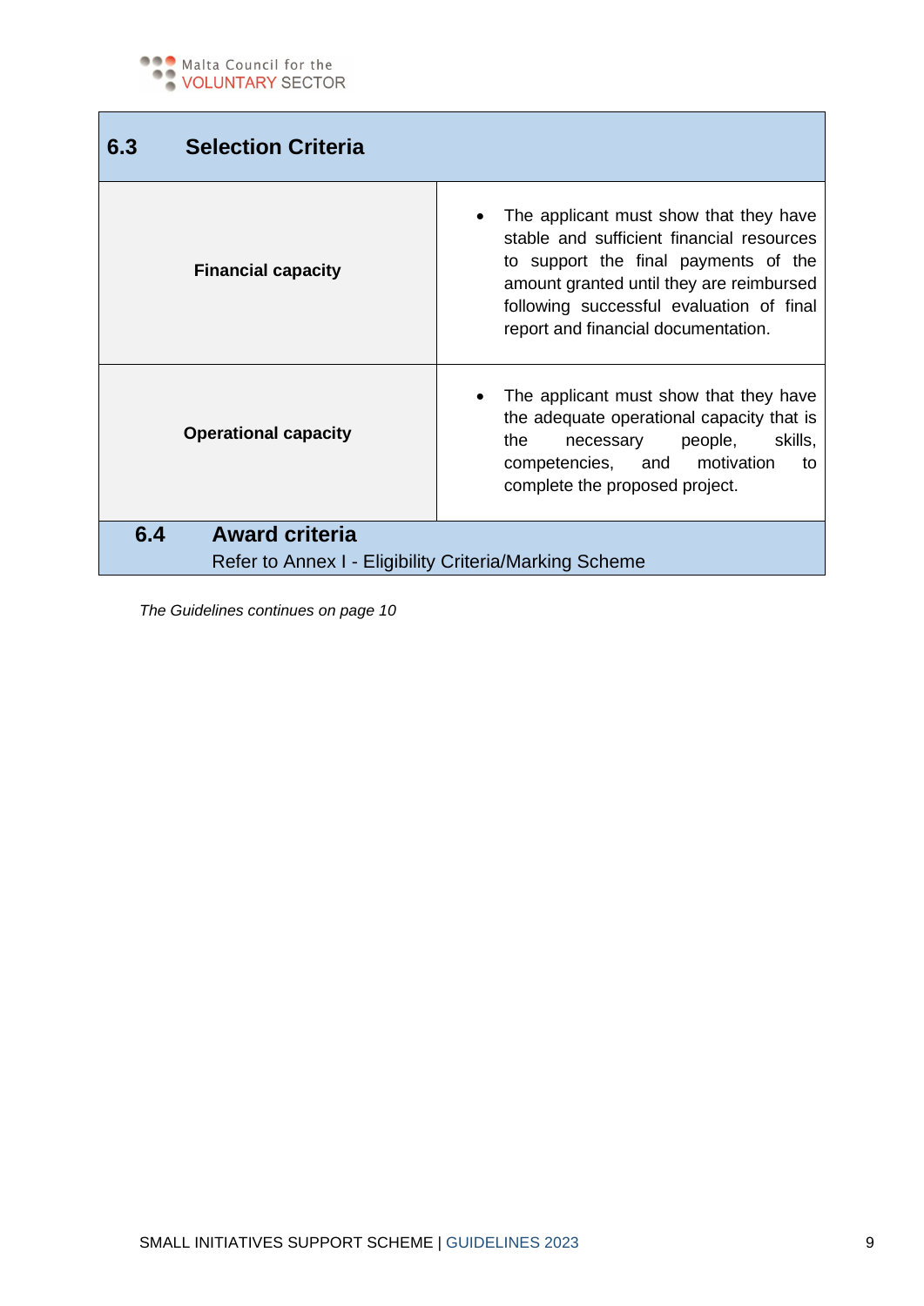## 6.3 Selection Criteria

| Criterion | Requirement |
|---|---|
| **Financial capacity** | • The applicant must show that they have stable and sufficient financial resources to support the final payments of the amount granted until they are reimbursed following successful evaluation of final report and financial documentation. |
| **Operational capacity** | • The applicant must show that they have the adequate operational capacity that is the necessary people, skills, competencies, and motivation to complete the proposed project. |

## 6.4 Award criteria

Refer to Annex I - Eligibility Criteria/Marking Scheme

*The Guidelines continues on page 10*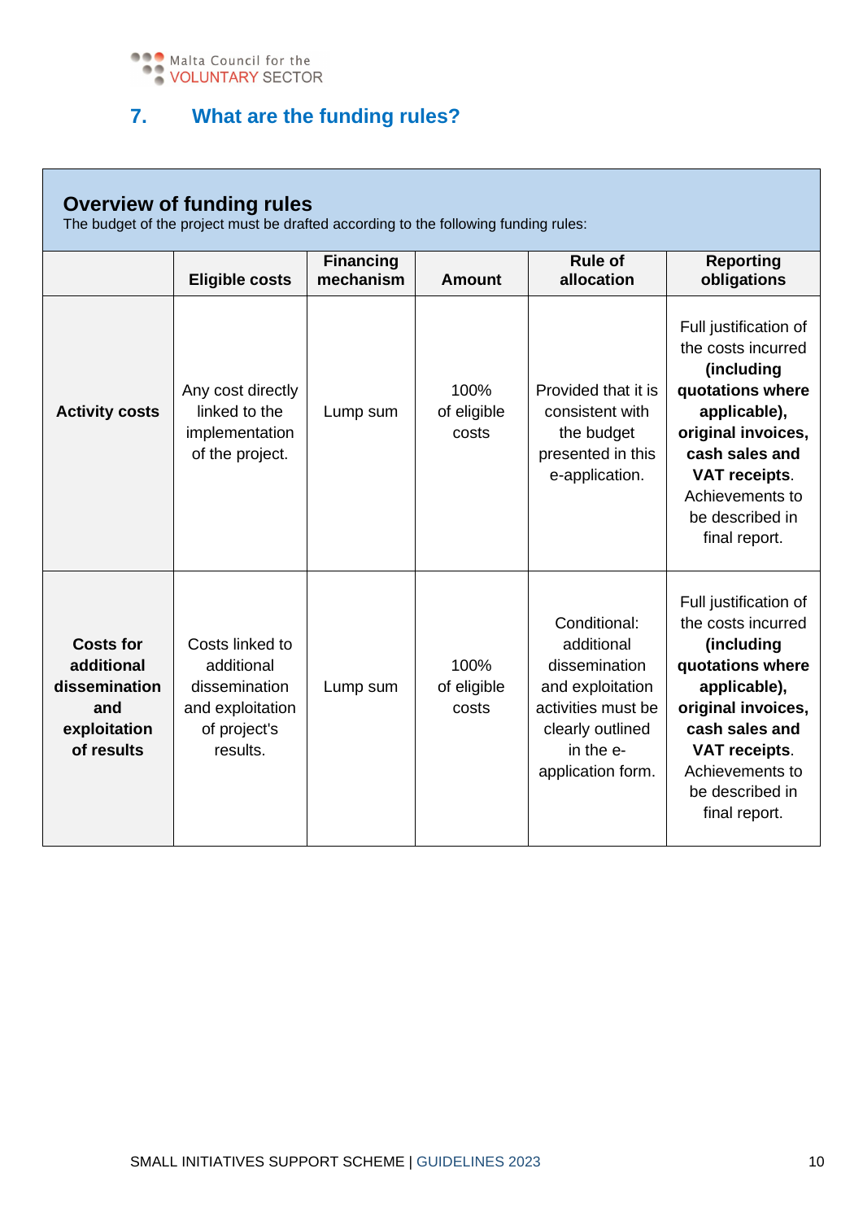## 7. What are the funding rules?

### Overview of funding rules

The budget of the project must be drafted according to the following funding rules:

| | Eligible costs | Financing mechanism | Amount | Rule of allocation | Reporting obligations |
|---|---|---|---|---|---|
| **Activity costs** | Any cost directly linked to the implementation of the project. | Lump sum | 100% of eligible costs | Provided that it is consistent with the budget presented in this e-application. | Full justification of the costs incurred **(including quotations where applicable), original invoices, cash sales and VAT receipts**. Achievements to be described in final report. |
| **Costs for additional dissemination and exploitation of results** | Costs linked to additional dissemination and exploitation of project's results. | Lump sum | 100% of eligible costs | Conditional: additional dissemination and exploitation activities must be clearly outlined in the e-application form. | Full justification of the costs incurred **(including quotations where applicable), original invoices, cash sales and VAT receipts**. Achievements to be described in final report. |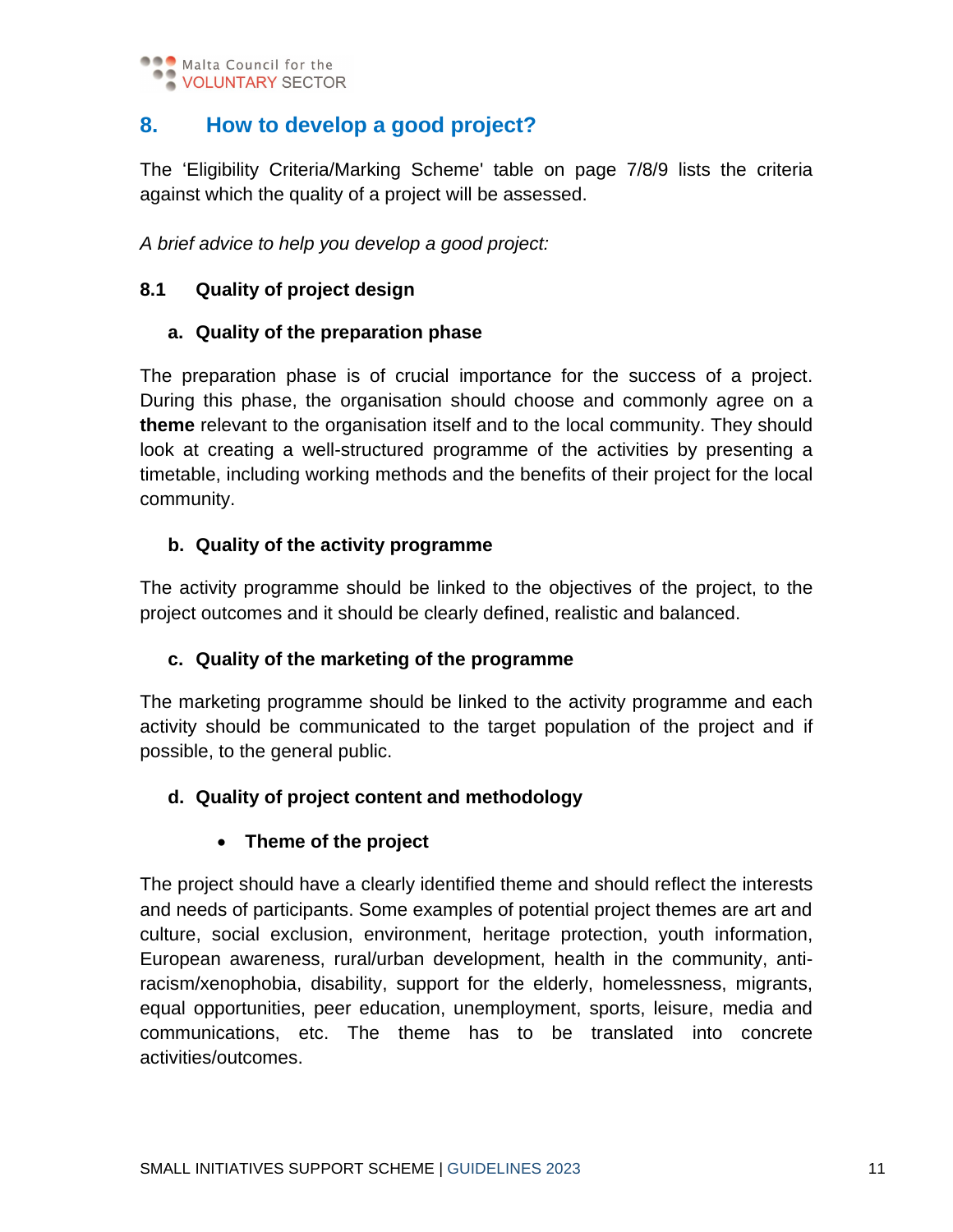## 8. How to develop a good project?

The 'Eligibility Criteria/Marking Scheme' table on page 7/8/9 lists the criteria against which the quality of a project will be assessed.

*A brief advice to help you develop a good project:*

### 8.1 Quality of project design

**a. Quality of the preparation phase**

The preparation phase is of crucial importance for the success of a project. During this phase, the organisation should choose and commonly agree on a **theme** relevant to the organisation itself and to the local community. They should look at creating a well-structured programme of the activities by presenting a timetable, including working methods and the benefits of their project for the local community.

**b. Quality of the activity programme**

The activity programme should be linked to the objectives of the project, to the project outcomes and it should be clearly defined, realistic and balanced.

**c. Quality of the marketing of the programme**

The marketing programme should be linked to the activity programme and each activity should be communicated to the target population of the project and if possible, to the general public.

**d. Quality of project content and methodology**

- **Theme of the project**

The project should have a clearly identified theme and should reflect the interests and needs of participants. Some examples of potential project themes are art and culture, social exclusion, environment, heritage protection, youth information, European awareness, rural/urban development, health in the community, anti-racism/xenophobia, disability, support for the elderly, homelessness, migrants, equal opportunities, peer education, unemployment, sports, leisure, media and communications, etc. The theme has to be translated into concrete activities/outcomes.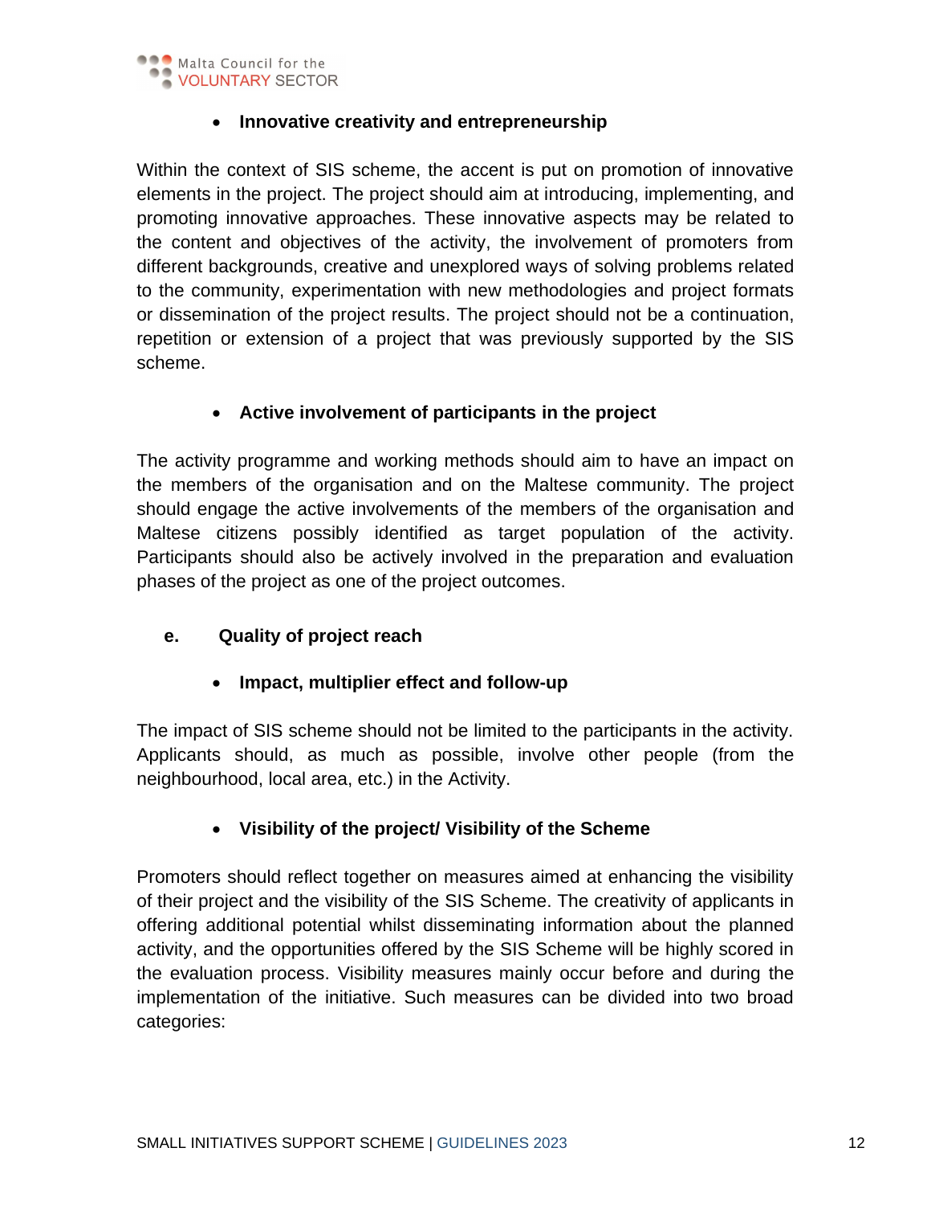- **Innovative creativity and entrepreneurship**

Within the context of SIS scheme, the accent is put on promotion of innovative elements in the project. The project should aim at introducing, implementing, and promoting innovative approaches. These innovative aspects may be related to the content and objectives of the activity, the involvement of promoters from different backgrounds, creative and unexplored ways of solving problems related to the community, experimentation with new methodologies and project formats or dissemination of the project results. The project should not be a continuation, repetition or extension of a project that was previously supported by the SIS scheme.

- **Active involvement of participants in the project**

The activity programme and working methods should aim to have an impact on the members of the organisation and on the Maltese community. The project should engage the active involvements of the members of the organisation and Maltese citizens possibly identified as target population of the activity. Participants should also be actively involved in the preparation and evaluation phases of the project as one of the project outcomes.

**e. Quality of project reach**

- **Impact, multiplier effect and follow-up**

The impact of SIS scheme should not be limited to the participants in the activity. Applicants should, as much as possible, involve other people (from the neighbourhood, local area, etc.) in the Activity.

- **Visibility of the project/ Visibility of the Scheme**

Promoters should reflect together on measures aimed at enhancing the visibility of their project and the visibility of the SIS Scheme. The creativity of applicants in offering additional potential whilst disseminating information about the planned activity, and the opportunities offered by the SIS Scheme will be highly scored in the evaluation process. Visibility measures mainly occur before and during the implementation of the initiative. Such measures can be divided into two broad categories: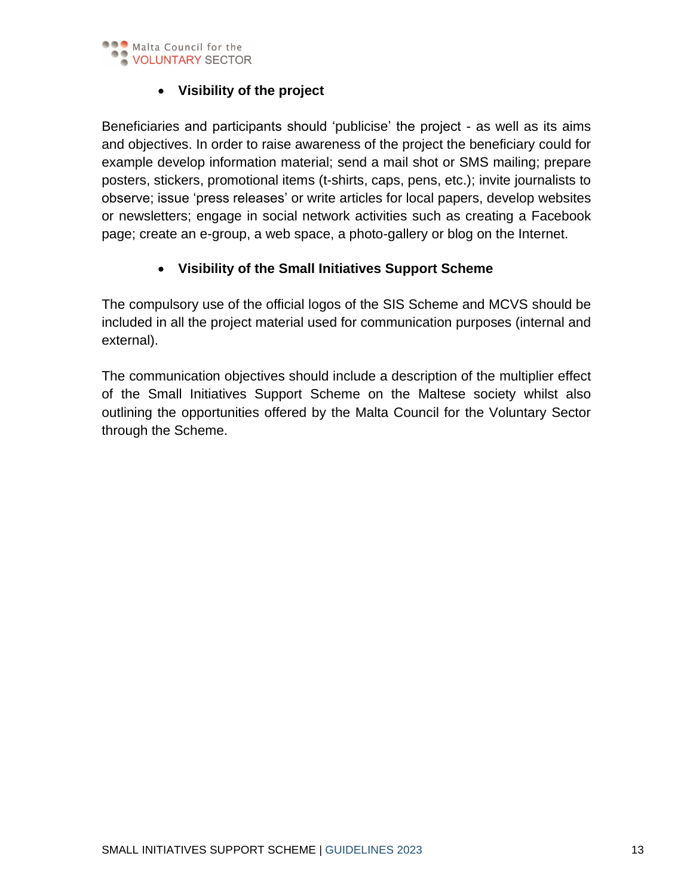- **Visibility of the project**

Beneficiaries and participants should 'publicise' the project - as well as its aims and objectives. In order to raise awareness of the project the beneficiary could for example develop information material; send a mail shot or SMS mailing; prepare posters, stickers, promotional items (t-shirts, caps, pens, etc.); invite journalists to observe; issue 'press releases' or write articles for local papers, develop websites or newsletters; engage in social network activities such as creating a Facebook page; create an e-group, a web space, a photo-gallery or blog on the Internet.

- **Visibility of the Small Initiatives Support Scheme**

The compulsory use of the official logos of the SIS Scheme and MCVS should be included in all the project material used for communication purposes (internal and external).

The communication objectives should include a description of the multiplier effect of the Small Initiatives Support Scheme on the Maltese society whilst also outlining the opportunities offered by the Malta Council for the Voluntary Sector through the Scheme.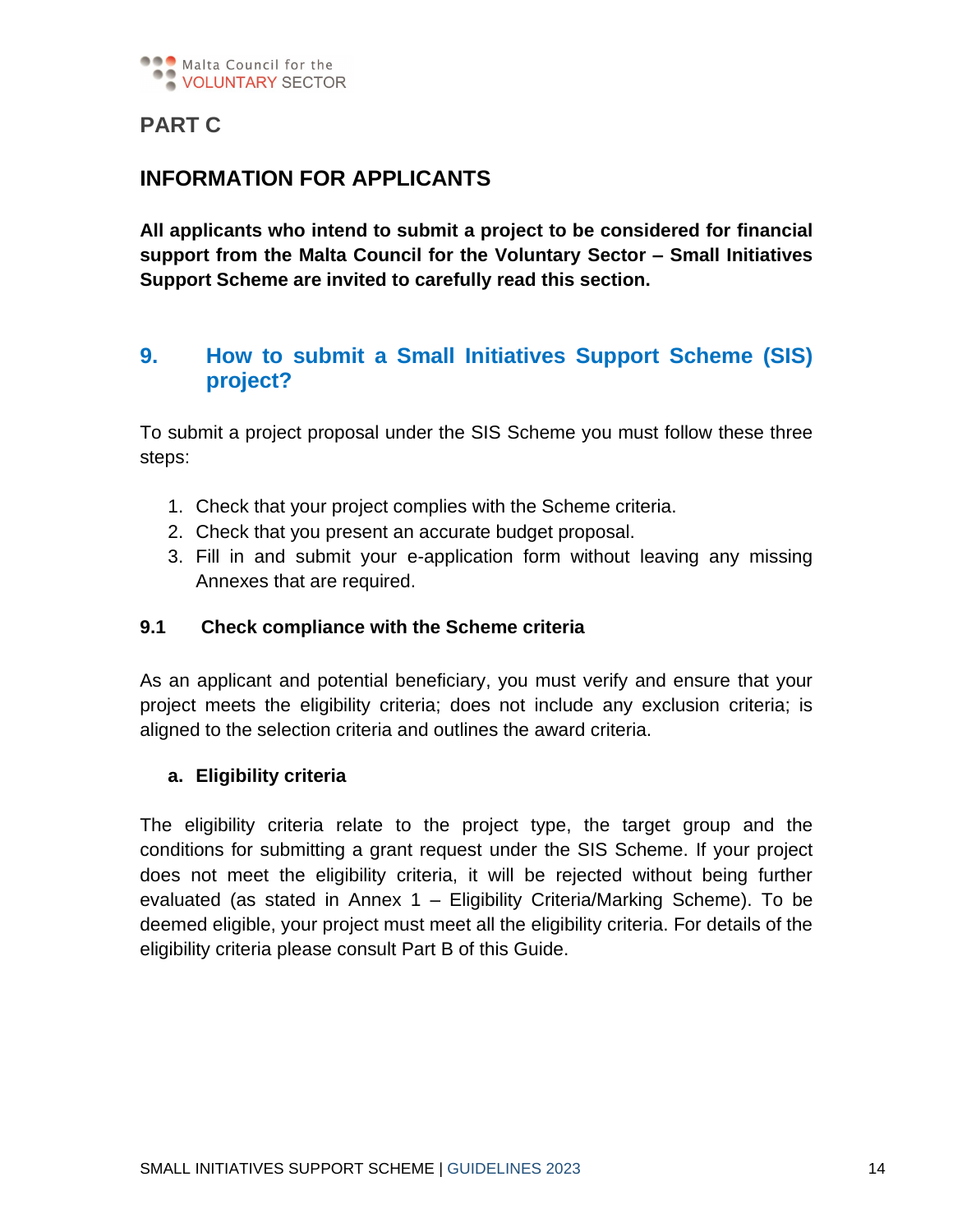# PART C

## INFORMATION FOR APPLICANTS

**All applicants who intend to submit a project to be considered for financial support from the Malta Council for the Voluntary Sector – Small Initiatives Support Scheme are invited to carefully read this section.**

## 9. How to submit a Small Initiatives Support Scheme (SIS) project?

To submit a project proposal under the SIS Scheme you must follow these three steps:

1. Check that your project complies with the Scheme criteria.
2. Check that you present an accurate budget proposal.
3. Fill in and submit your e-application form without leaving any missing Annexes that are required.

### 9.1 Check compliance with the Scheme criteria

As an applicant and potential beneficiary, you must verify and ensure that your project meets the eligibility criteria; does not include any exclusion criteria; is aligned to the selection criteria and outlines the award criteria.

#### a. Eligibility criteria

The eligibility criteria relate to the project type, the target group and the conditions for submitting a grant request under the SIS Scheme. If your project does not meet the eligibility criteria, it will be rejected without being further evaluated (as stated in Annex 1 – Eligibility Criteria/Marking Scheme). To be deemed eligible, your project must meet all the eligibility criteria. For details of the eligibility criteria please consult Part B of this Guide.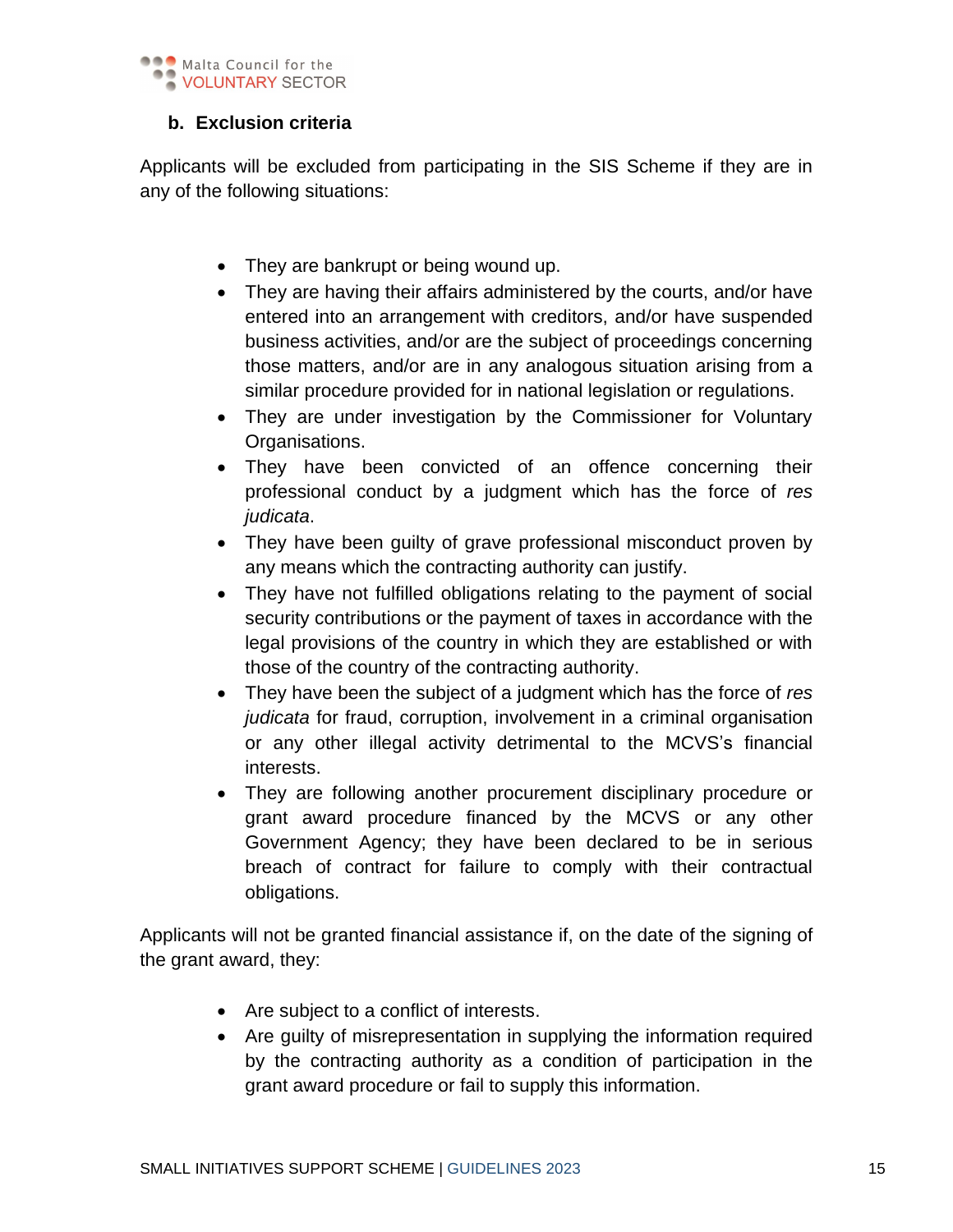#### b. Exclusion criteria

Applicants will be excluded from participating in the SIS Scheme if they are in any of the following situations:

- They are bankrupt or being wound up.
- They are having their affairs administered by the courts, and/or have entered into an arrangement with creditors, and/or have suspended business activities, and/or are the subject of proceedings concerning those matters, and/or are in any analogous situation arising from a similar procedure provided for in national legislation or regulations.
- They are under investigation by the Commissioner for Voluntary Organisations.
- They have been convicted of an offence concerning their professional conduct by a judgment which has the force of *res judicata*.
- They have been guilty of grave professional misconduct proven by any means which the contracting authority can justify.
- They have not fulfilled obligations relating to the payment of social security contributions or the payment of taxes in accordance with the legal provisions of the country in which they are established or with those of the country of the contracting authority.
- They have been the subject of a judgment which has the force of *res judicata* for fraud, corruption, involvement in a criminal organisation or any other illegal activity detrimental to the MCVS's financial interests.
- They are following another procurement disciplinary procedure or grant award procedure financed by the MCVS or any other Government Agency; they have been declared to be in serious breach of contract for failure to comply with their contractual obligations.

Applicants will not be granted financial assistance if, on the date of the signing of the grant award, they:

- Are subject to a conflict of interests.
- Are guilty of misrepresentation in supplying the information required by the contracting authority as a condition of participation in the grant award procedure or fail to supply this information.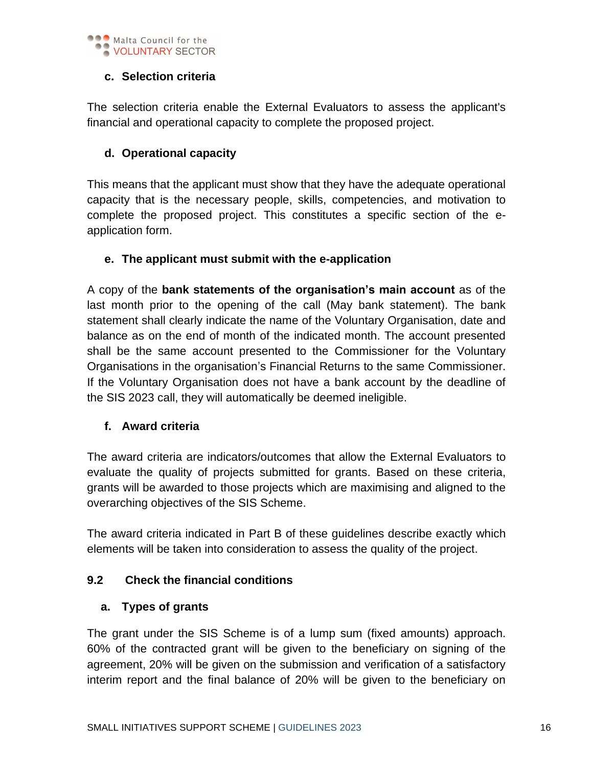#### c. Selection criteria

The selection criteria enable the External Evaluators to assess the applicant's financial and operational capacity to complete the proposed project.

#### d. Operational capacity

This means that the applicant must show that they have the adequate operational capacity that is the necessary people, skills, competencies, and motivation to complete the proposed project. This constitutes a specific section of the e-application form.

#### e. The applicant must submit with the e-application

A copy of the **bank statements of the organisation's main account** as of the last month prior to the opening of the call (May bank statement). The bank statement shall clearly indicate the name of the Voluntary Organisation, date and balance as on the end of month of the indicated month. The account presented shall be the same account presented to the Commissioner for the Voluntary Organisations in the organisation's Financial Returns to the same Commissioner. If the Voluntary Organisation does not have a bank account by the deadline of the SIS 2023 call, they will automatically be deemed ineligible.

#### f. Award criteria

The award criteria are indicators/outcomes that allow the External Evaluators to evaluate the quality of projects submitted for grants. Based on these criteria, grants will be awarded to those projects which are maximising and aligned to the overarching objectives of the SIS Scheme.

The award criteria indicated in Part B of these guidelines describe exactly which elements will be taken into consideration to assess the quality of the project.

### 9.2 Check the financial conditions

#### a. Types of grants

The grant under the SIS Scheme is of a lump sum (fixed amounts) approach. 60% of the contracted grant will be given to the beneficiary on signing of the agreement, 20% will be given on the submission and verification of a satisfactory interim report and the final balance of 20% will be given to the beneficiary on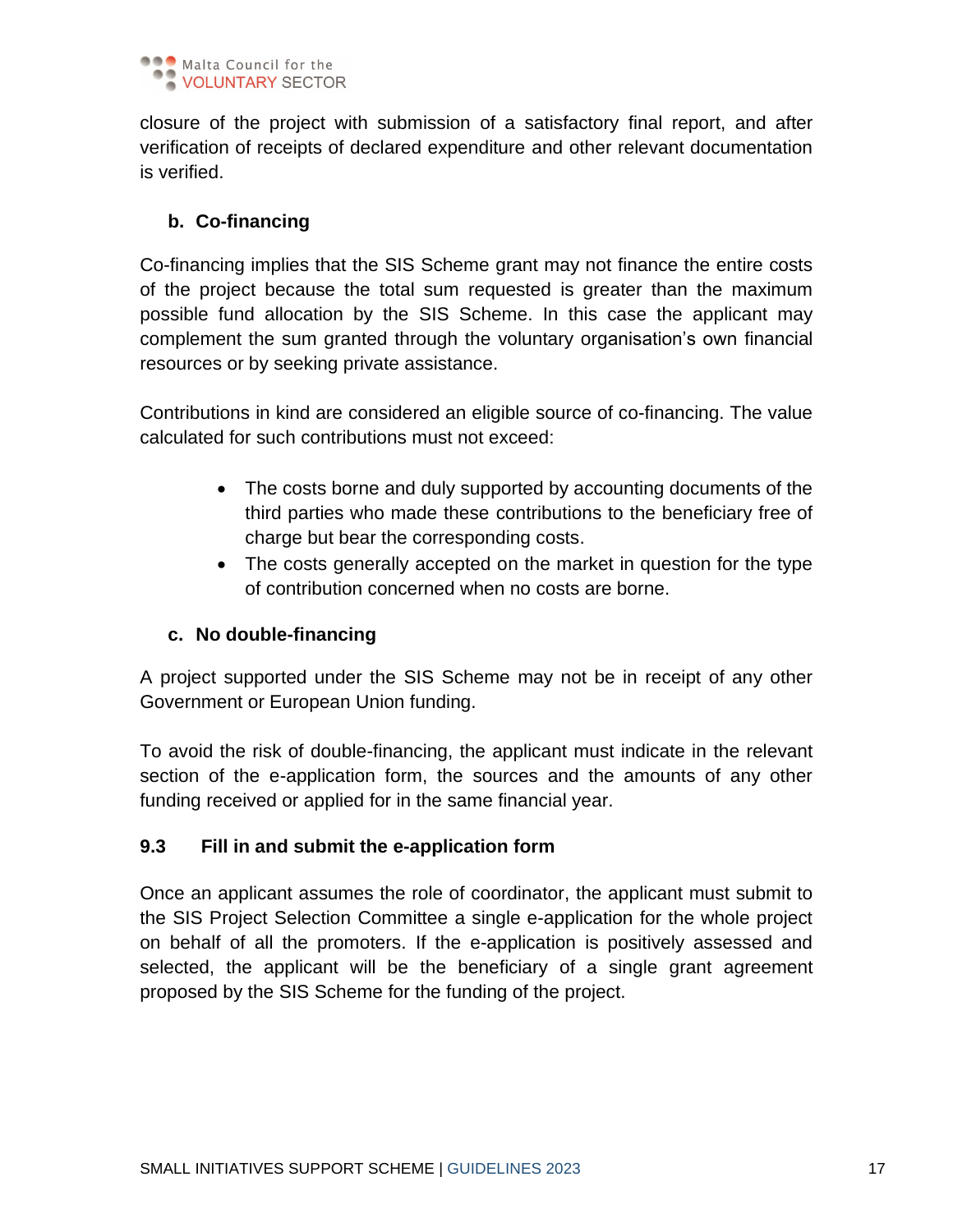closure of the project with submission of a satisfactory final report, and after verification of receipts of declared expenditure and other relevant documentation is verified.

### b. Co-financing

Co-financing implies that the SIS Scheme grant may not finance the entire costs of the project because the total sum requested is greater than the maximum possible fund allocation by the SIS Scheme. In this case the applicant may complement the sum granted through the voluntary organisation's own financial resources or by seeking private assistance.

Contributions in kind are considered an eligible source of co-financing. The value calculated for such contributions must not exceed:

- The costs borne and duly supported by accounting documents of the third parties who made these contributions to the beneficiary free of charge but bear the corresponding costs.
- The costs generally accepted on the market in question for the type of contribution concerned when no costs are borne.

### c. No double-financing

A project supported under the SIS Scheme may not be in receipt of any other Government or European Union funding.

To avoid the risk of double-financing, the applicant must indicate in the relevant section of the e-application form, the sources and the amounts of any other funding received or applied for in the same financial year.

## 9.3 Fill in and submit the e-application form

Once an applicant assumes the role of coordinator, the applicant must submit to the SIS Project Selection Committee a single e-application for the whole project on behalf of all the promoters. If the e-application is positively assessed and selected, the applicant will be the beneficiary of a single grant agreement proposed by the SIS Scheme for the funding of the project.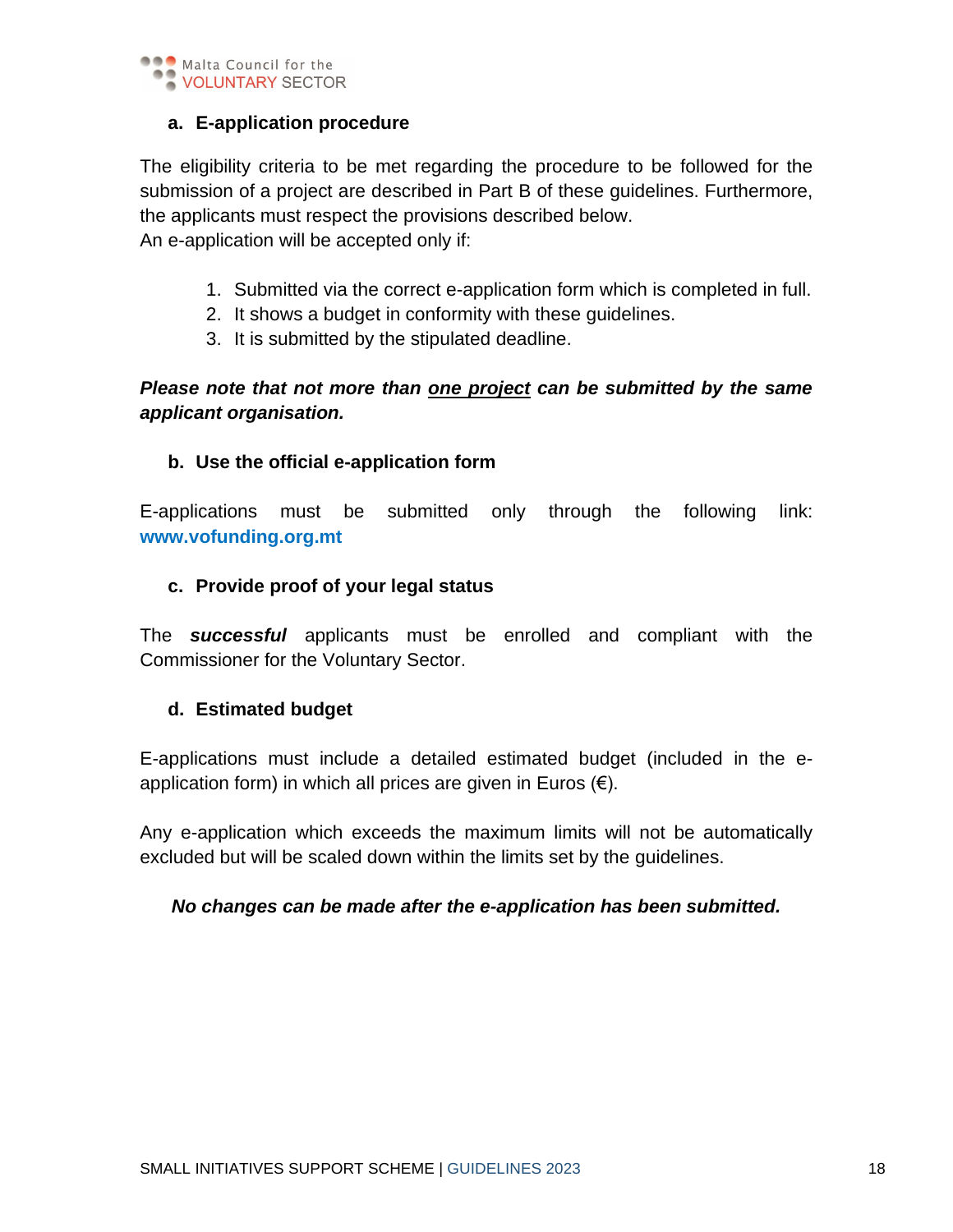### a. E-application procedure

The eligibility criteria to be met regarding the procedure to be followed for the submission of a project are described in Part B of these guidelines. Furthermore, the applicants must respect the provisions described below.
An e-application will be accepted only if:

1. Submitted via the correct e-application form which is completed in full.
2. It shows a budget in conformity with these guidelines.
3. It is submitted by the stipulated deadline.

***Please note that not more than <u>one project</u> can be submitted by the same applicant organisation.***

### b. Use the official e-application form

E-applications must be submitted only through the following link: **www.vofunding.org.mt**

### c. Provide proof of your legal status

The ***successful*** applicants must be enrolled and compliant with the Commissioner for the Voluntary Sector.

### d. Estimated budget

E-applications must include a detailed estimated budget (included in the e-application form) in which all prices are given in Euros (€).

Any e-application which exceeds the maximum limits will not be automatically excluded but will be scaled down within the limits set by the guidelines.

***No changes can be made after the e-application has been submitted.***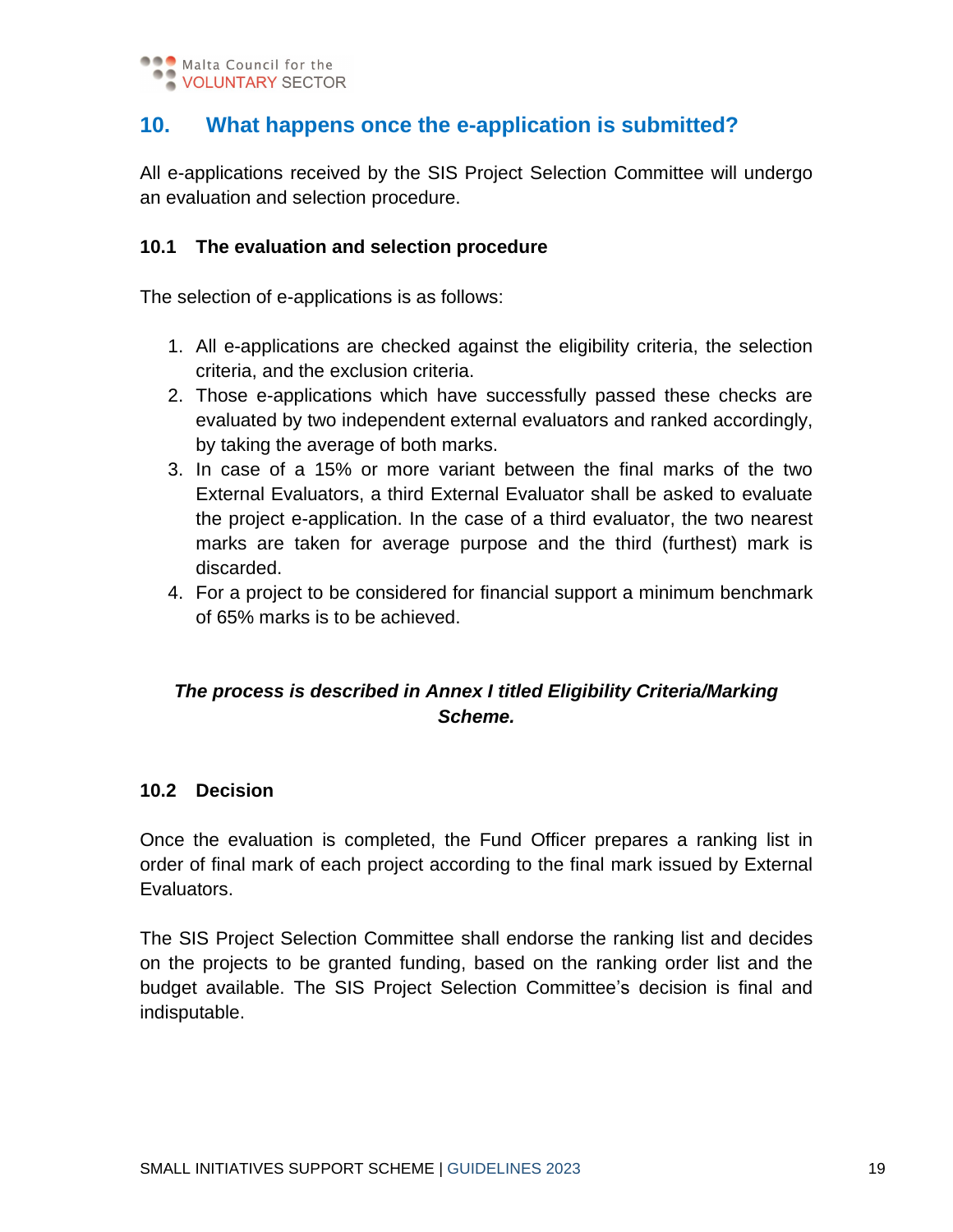## 10. What happens once the e-application is submitted?

All e-applications received by the SIS Project Selection Committee will undergo an evaluation and selection procedure.

### 10.1 The evaluation and selection procedure

The selection of e-applications is as follows:

1. All e-applications are checked against the eligibility criteria, the selection criteria, and the exclusion criteria.
2. Those e-applications which have successfully passed these checks are evaluated by two independent external evaluators and ranked accordingly, by taking the average of both marks.
3. In case of a 15% or more variant between the final marks of the two External Evaluators, a third External Evaluator shall be asked to evaluate the project e-application. In the case of a third evaluator, the two nearest marks are taken for average purpose and the third (furthest) mark is discarded.
4. For a project to be considered for financial support a minimum benchmark of 65% marks is to be achieved.

***The process is described in Annex I titled Eligibility Criteria/Marking Scheme.***

### 10.2 Decision

Once the evaluation is completed, the Fund Officer prepares a ranking list in order of final mark of each project according to the final mark issued by External Evaluators.

The SIS Project Selection Committee shall endorse the ranking list and decides on the projects to be granted funding, based on the ranking order list and the budget available. The SIS Project Selection Committee's decision is final and indisputable.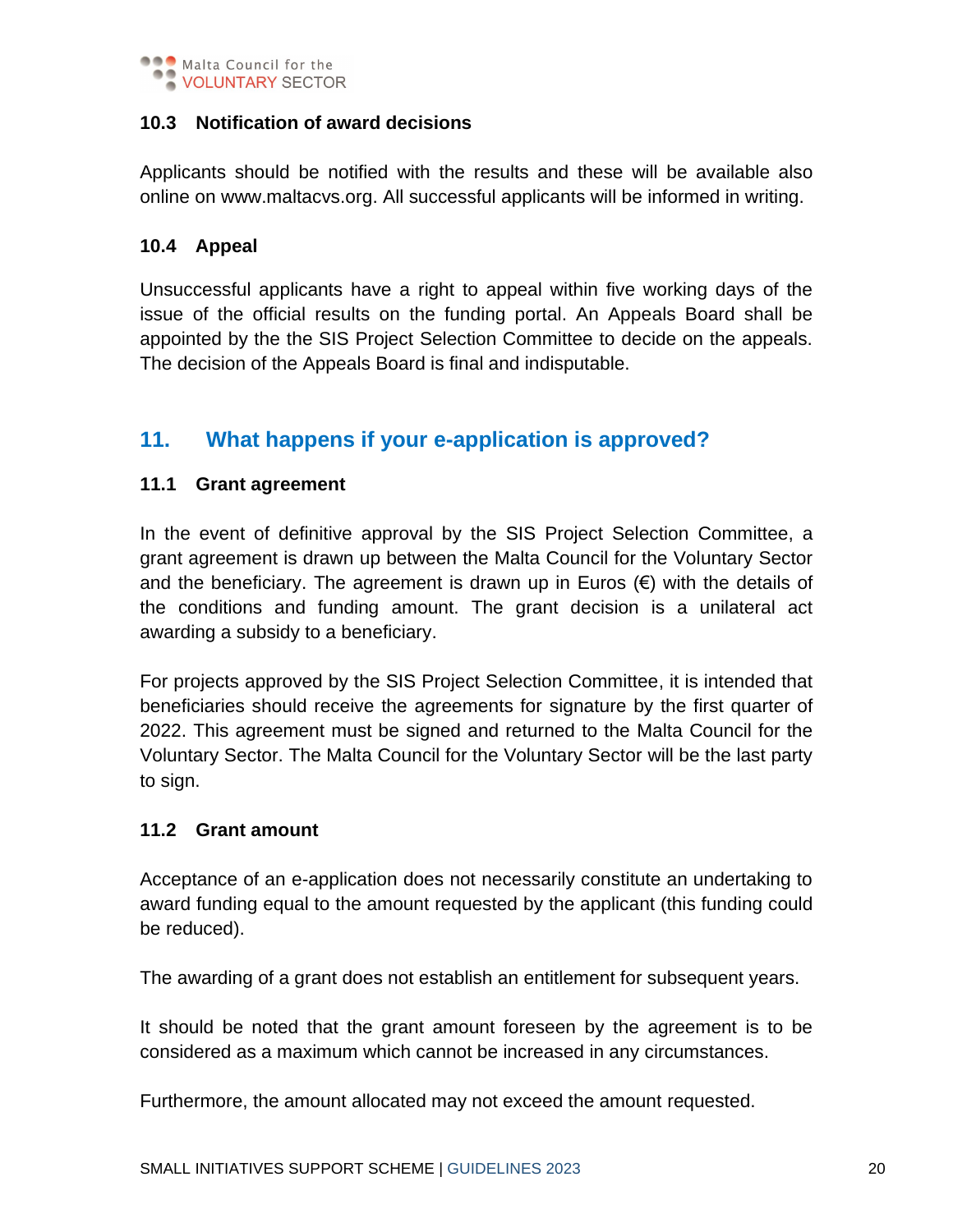### 10.3 Notification of award decisions

Applicants should be notified with the results and these will be available also online on www.maltacvs.org. All successful applicants will be informed in writing.

### 10.4 Appeal

Unsuccessful applicants have a right to appeal within five working days of the issue of the official results on the funding portal. An Appeals Board shall be appointed by the the SIS Project Selection Committee to decide on the appeals. The decision of the Appeals Board is final and indisputable.

## 11. What happens if your e-application is approved?

### 11.1 Grant agreement

In the event of definitive approval by the SIS Project Selection Committee, a grant agreement is drawn up between the Malta Council for the Voluntary Sector and the beneficiary. The agreement is drawn up in Euros (€) with the details of the conditions and funding amount. The grant decision is a unilateral act awarding a subsidy to a beneficiary.

For projects approved by the SIS Project Selection Committee, it is intended that beneficiaries should receive the agreements for signature by the first quarter of 2022. This agreement must be signed and returned to the Malta Council for the Voluntary Sector. The Malta Council for the Voluntary Sector will be the last party to sign.

### 11.2 Grant amount

Acceptance of an e-application does not necessarily constitute an undertaking to award funding equal to the amount requested by the applicant (this funding could be reduced).

The awarding of a grant does not establish an entitlement for subsequent years.

It should be noted that the grant amount foreseen by the agreement is to be considered as a maximum which cannot be increased in any circumstances.

Furthermore, the amount allocated may not exceed the amount requested.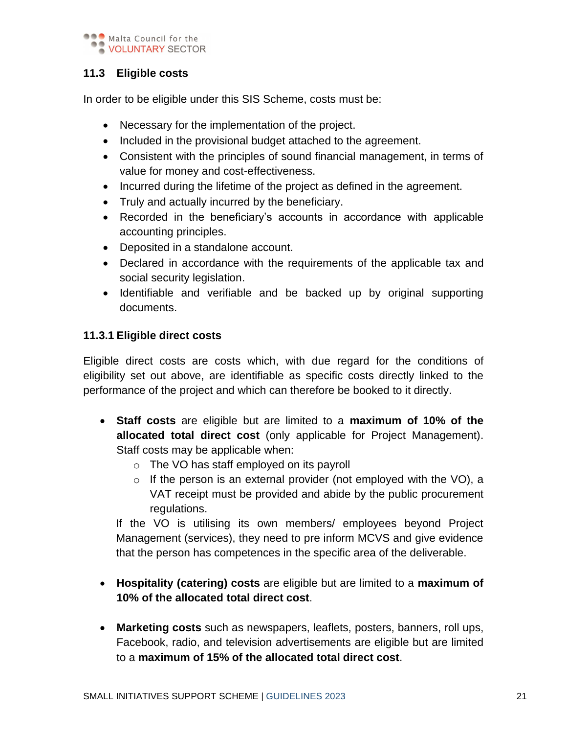### 11.3 Eligible costs

In order to be eligible under this SIS Scheme, costs must be:

- Necessary for the implementation of the project.
- Included in the provisional budget attached to the agreement.
- Consistent with the principles of sound financial management, in terms of value for money and cost-effectiveness.
- Incurred during the lifetime of the project as defined in the agreement.
- Truly and actually incurred by the beneficiary.
- Recorded in the beneficiary's accounts in accordance with applicable accounting principles.
- Deposited in a standalone account.
- Declared in accordance with the requirements of the applicable tax and social security legislation.
- Identifiable and verifiable and be backed up by original supporting documents.

#### 11.3.1 Eligible direct costs

Eligible direct costs are costs which, with due regard for the conditions of eligibility set out above, are identifiable as specific costs directly linked to the performance of the project and which can therefore be booked to it directly.

- **Staff costs** are eligible but are limited to a **maximum of 10% of the allocated total direct cost** (only applicable for Project Management). Staff costs may be applicable when:
  - The VO has staff employed on its payroll
  - If the person is an external provider (not employed with the VO), a VAT receipt must be provided and abide by the public procurement regulations.

  If the VO is utilising its own members/ employees beyond Project Management (services), they need to pre inform MCVS and give evidence that the person has competences in the specific area of the deliverable.

- **Hospitality (catering) costs** are eligible but are limited to a **maximum of 10% of the allocated total direct cost**.

- **Marketing costs** such as newspapers, leaflets, posters, banners, roll ups, Facebook, radio, and television advertisements are eligible but are limited to a **maximum of 15% of the allocated total direct cost**.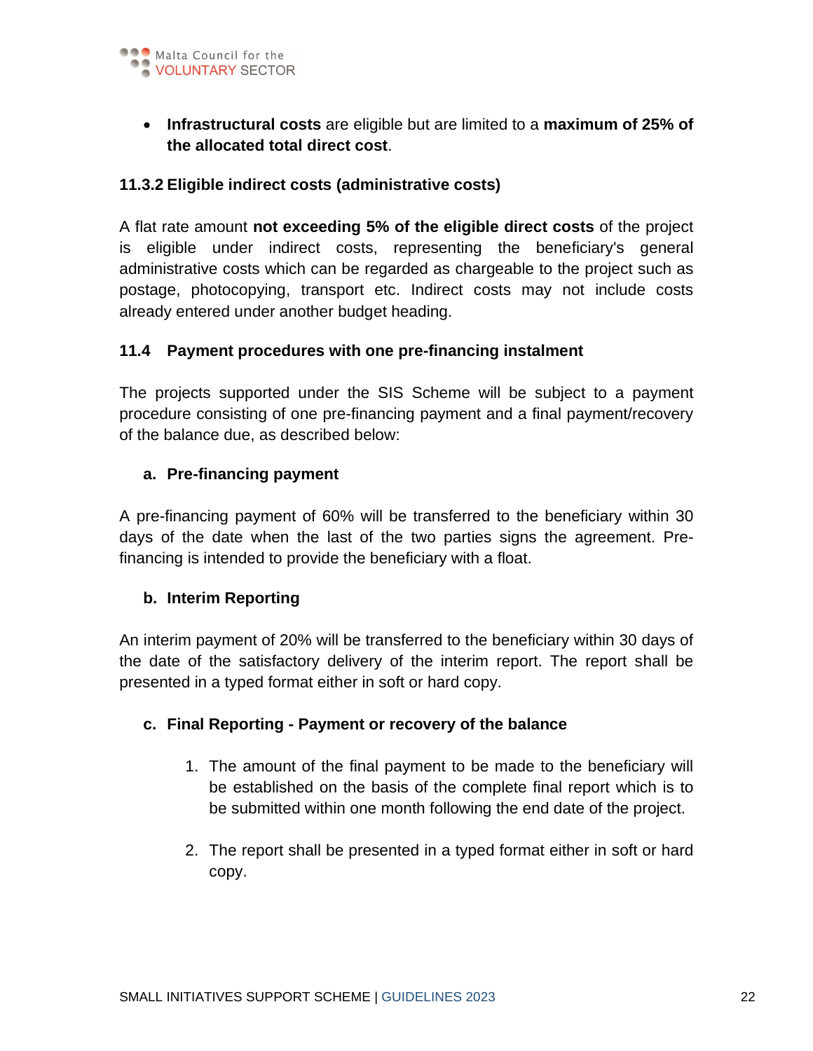- **Infrastructural costs** are eligible but are limited to a **maximum of 25% of the allocated total direct cost**.

### 11.3.2 Eligible indirect costs (administrative costs)

A flat rate amount **not exceeding 5% of the eligible direct costs** of the project is eligible under indirect costs, representing the beneficiary's general administrative costs which can be regarded as chargeable to the project such as postage, photocopying, transport etc. Indirect costs may not include costs already entered under another budget heading.

## 11.4 Payment procedures with one pre-financing instalment

The projects supported under the SIS Scheme will be subject to a payment procedure consisting of one pre-financing payment and a final payment/recovery of the balance due, as described below:

### a. Pre-financing payment

A pre-financing payment of 60% will be transferred to the beneficiary within 30 days of the date when the last of the two parties signs the agreement. Pre-financing is intended to provide the beneficiary with a float.

### b. Interim Reporting

An interim payment of 20% will be transferred to the beneficiary within 30 days of the date of the satisfactory delivery of the interim report. The report shall be presented in a typed format either in soft or hard copy.

### c. Final Reporting - Payment or recovery of the balance

1. The amount of the final payment to be made to the beneficiary will be established on the basis of the complete final report which is to be submitted within one month following the end date of the project.

2. The report shall be presented in a typed format either in soft or hard copy.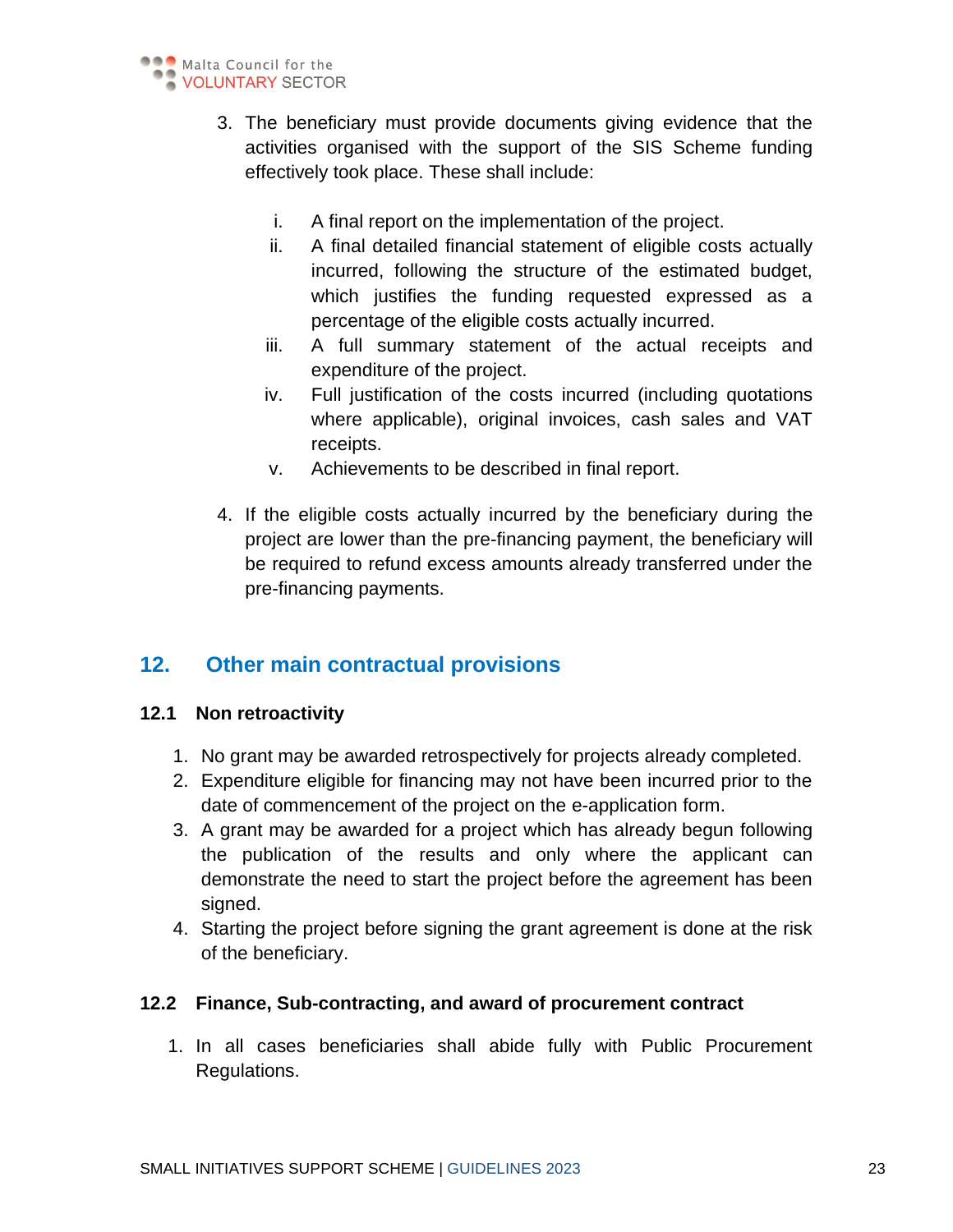3. The beneficiary must provide documents giving evidence that the activities organised with the support of the SIS Scheme funding effectively took place. These shall include:

    i. A final report on the implementation of the project.
    ii. A final detailed financial statement of eligible costs actually incurred, following the structure of the estimated budget, which justifies the funding requested expressed as a percentage of the eligible costs actually incurred.
    iii. A full summary statement of the actual receipts and expenditure of the project.
    iv. Full justification of the costs incurred (including quotations where applicable), original invoices, cash sales and VAT receipts.
    v. Achievements to be described in final report.

4. If the eligible costs actually incurred by the beneficiary during the project are lower than the pre-financing payment, the beneficiary will be required to refund excess amounts already transferred under the pre-financing payments.

## 12. Other main contractual provisions

### 12.1 Non retroactivity

1. No grant may be awarded retrospectively for projects already completed.
2. Expenditure eligible for financing may not have been incurred prior to the date of commencement of the project on the e-application form.
3. A grant may be awarded for a project which has already begun following the publication of the results and only where the applicant can demonstrate the need to start the project before the agreement has been signed.
4. Starting the project before signing the grant agreement is done at the risk of the beneficiary.

### 12.2 Finance, Sub-contracting, and award of procurement contract

1. In all cases beneficiaries shall abide fully with Public Procurement Regulations.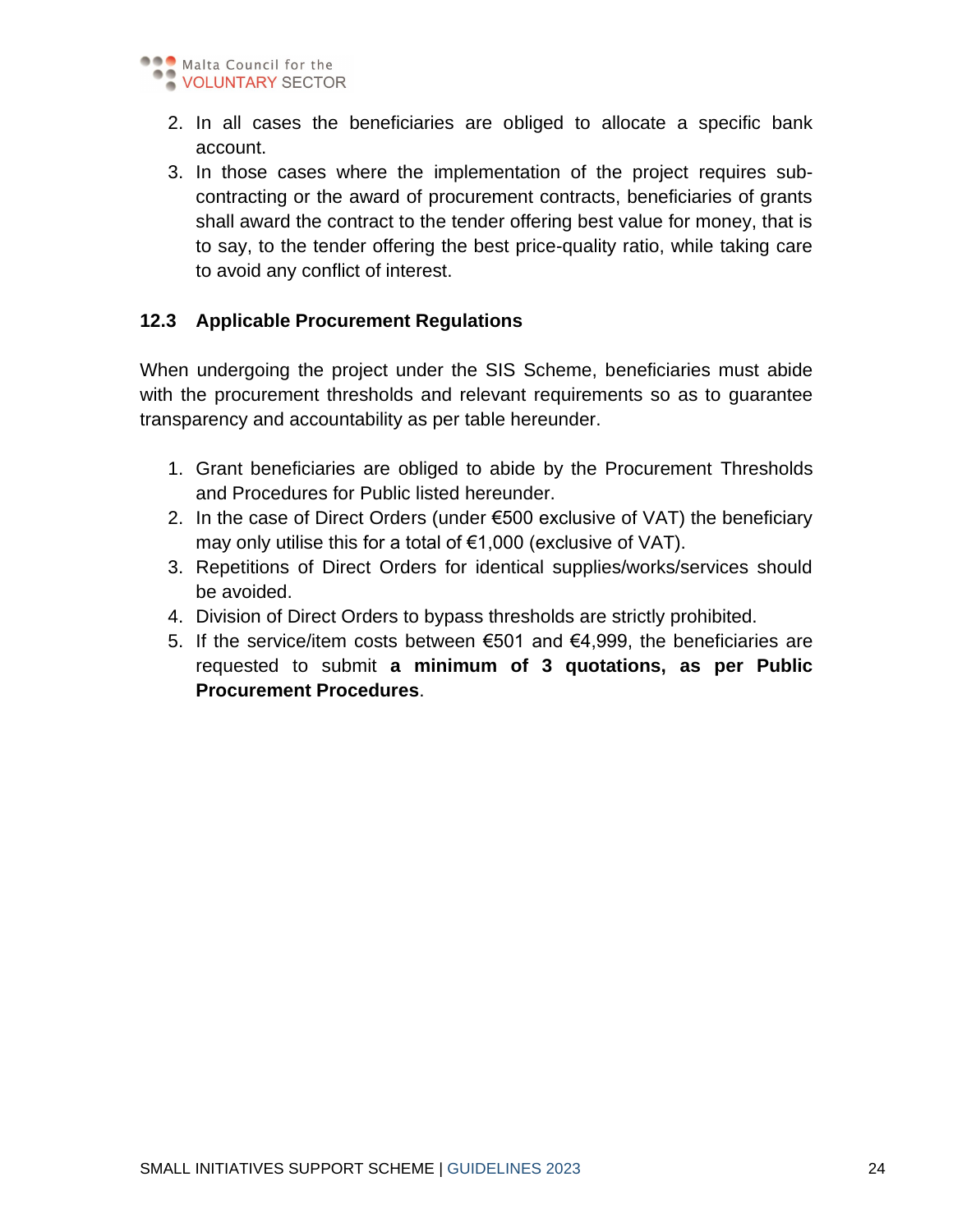2. In all cases the beneficiaries are obliged to allocate a specific bank account.
3. In those cases where the implementation of the project requires sub-contracting or the award of procurement contracts, beneficiaries of grants shall award the contract to the tender offering best value for money, that is to say, to the tender offering the best price-quality ratio, while taking care to avoid any conflict of interest.

### 12.3 Applicable Procurement Regulations

When undergoing the project under the SIS Scheme, beneficiaries must abide with the procurement thresholds and relevant requirements so as to guarantee transparency and accountability as per table hereunder.

1. Grant beneficiaries are obliged to abide by the Procurement Thresholds and Procedures for Public listed hereunder.
2. In the case of Direct Orders (under €500 exclusive of VAT) the beneficiary may only utilise this for a total of €1,000 (exclusive of VAT).
3. Repetitions of Direct Orders for identical supplies/works/services should be avoided.
4. Division of Direct Orders to bypass thresholds are strictly prohibited.
5. If the service/item costs between €501 and €4,999, the beneficiaries are requested to submit **a minimum of 3 quotations, as per Public Procurement Procedures**.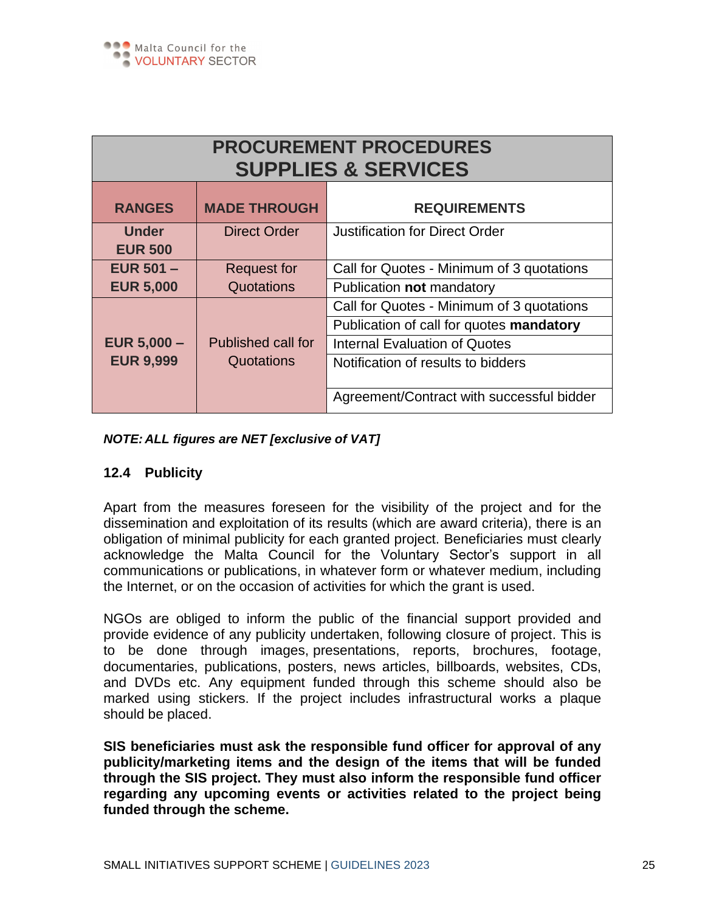| PROCUREMENT PROCEDURES SUPPLIES & SERVICES | | |
|---|---|---|
| **RANGES** | **MADE THROUGH** | **REQUIREMENTS** |
| **Under EUR 500** | Direct Order | Justification for Direct Order |
| **EUR 501 – EUR 5,000** | Request for Quotations | Call for Quotes - Minimum of 3 quotations |
| | | Publication **not** mandatory |
| **EUR 5,000 – EUR 9,999** | Published call for Quotations | Call for Quotes - Minimum of 3 quotations |
| | | Publication of call for quotes **mandatory** |
| | | Internal Evaluation of Quotes |
| | | Notification of results to bidders |
| | | Agreement/Contract with successful bidder |

***NOTE: ALL figures are NET [exclusive of VAT]***

### 12.4 Publicity

Apart from the measures foreseen for the visibility of the project and for the dissemination and exploitation of its results (which are award criteria), there is an obligation of minimal publicity for each granted project. Beneficiaries must clearly acknowledge the Malta Council for the Voluntary Sector's support in all communications or publications, in whatever form or whatever medium, including the Internet, or on the occasion of activities for which the grant is used.

NGOs are obliged to inform the public of the financial support provided and provide evidence of any publicity undertaken, following closure of project. This is to be done through images, presentations, reports, brochures, footage, documentaries, publications, posters, news articles, billboards, websites, CDs, and DVDs etc. Any equipment funded through this scheme should also be marked using stickers. If the project includes infrastructural works a plaque should be placed.

**SIS beneficiaries must ask the responsible fund officer for approval of any publicity/marketing items and the design of the items that will be funded through the SIS project. They must also inform the responsible fund officer regarding any upcoming events or activities related to the project being funded through the scheme.**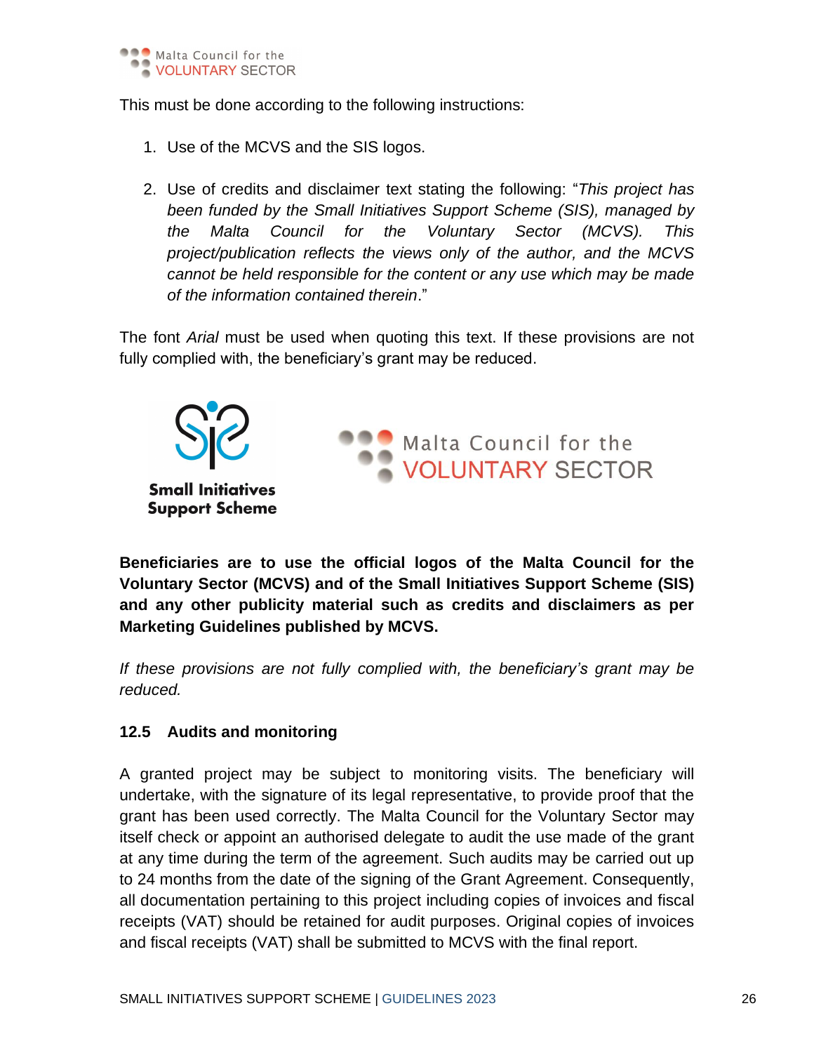This must be done according to the following instructions:

1. Use of the MCVS and the SIS logos.

2. Use of credits and disclaimer text stating the following: "*This project has been funded by the Small Initiatives Support Scheme (SIS), managed by the Malta Council for the Voluntary Sector (MCVS). This project/publication reflects the views only of the author, and the MCVS cannot be held responsible for the content or any use which may be made of the information contained therein*."

The font *Arial* must be used when quoting this text. If these provisions are not fully complied with, the beneficiary's grant may be reduced.

**Beneficiaries are to use the official logos of the Malta Council for the Voluntary Sector (MCVS) and of the Small Initiatives Support Scheme (SIS) and any other publicity material such as credits and disclaimers as per Marketing Guidelines published by MCVS.**

*If these provisions are not fully complied with, the beneficiary's grant may be reduced.*

### 12.5 Audits and monitoring

A granted project may be subject to monitoring visits. The beneficiary will undertake, with the signature of its legal representative, to provide proof that the grant has been used correctly. The Malta Council for the Voluntary Sector may itself check or appoint an authorised delegate to audit the use made of the grant at any time during the term of the agreement. Such audits may be carried out up to 24 months from the date of the signing of the Grant Agreement. Consequently, all documentation pertaining to this project including copies of invoices and fiscal receipts (VAT) should be retained for audit purposes. Original copies of invoices and fiscal receipts (VAT) shall be submitted to MCVS with the final report.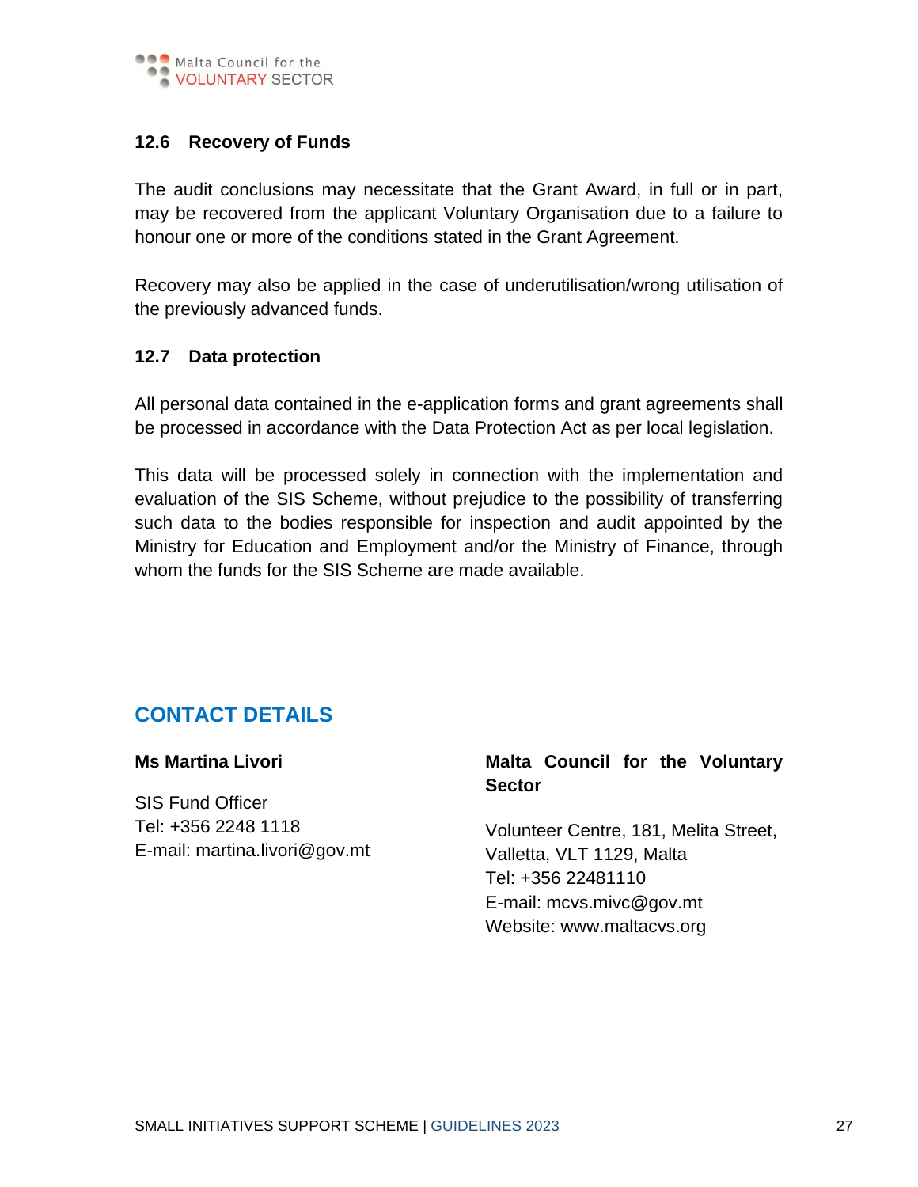### 12.6 Recovery of Funds

The audit conclusions may necessitate that the Grant Award, in full or in part, may be recovered from the applicant Voluntary Organisation due to a failure to honour one or more of the conditions stated in the Grant Agreement.

Recovery may also be applied in the case of underutilisation/wrong utilisation of the previously advanced funds.

### 12.7 Data protection

All personal data contained in the e-application forms and grant agreements shall be processed in accordance with the Data Protection Act as per local legislation.

This data will be processed solely in connection with the implementation and evaluation of the SIS Scheme, without prejudice to the possibility of transferring such data to the bodies responsible for inspection and audit appointed by the Ministry for Education and Employment and/or the Ministry of Finance, through whom the funds for the SIS Scheme are made available.

## CONTACT DETAILS

**Ms Martina Livori**

SIS Fund Officer
Tel: +356 2248 1118
E-mail: martina.livori@gov.mt

**Malta Council for the Voluntary Sector**

Volunteer Centre, 181, Melita Street,
Valletta, VLT 1129, Malta
Tel: +356 22481110
E-mail: mcvs.mivc@gov.mt
Website: www.maltacvs.org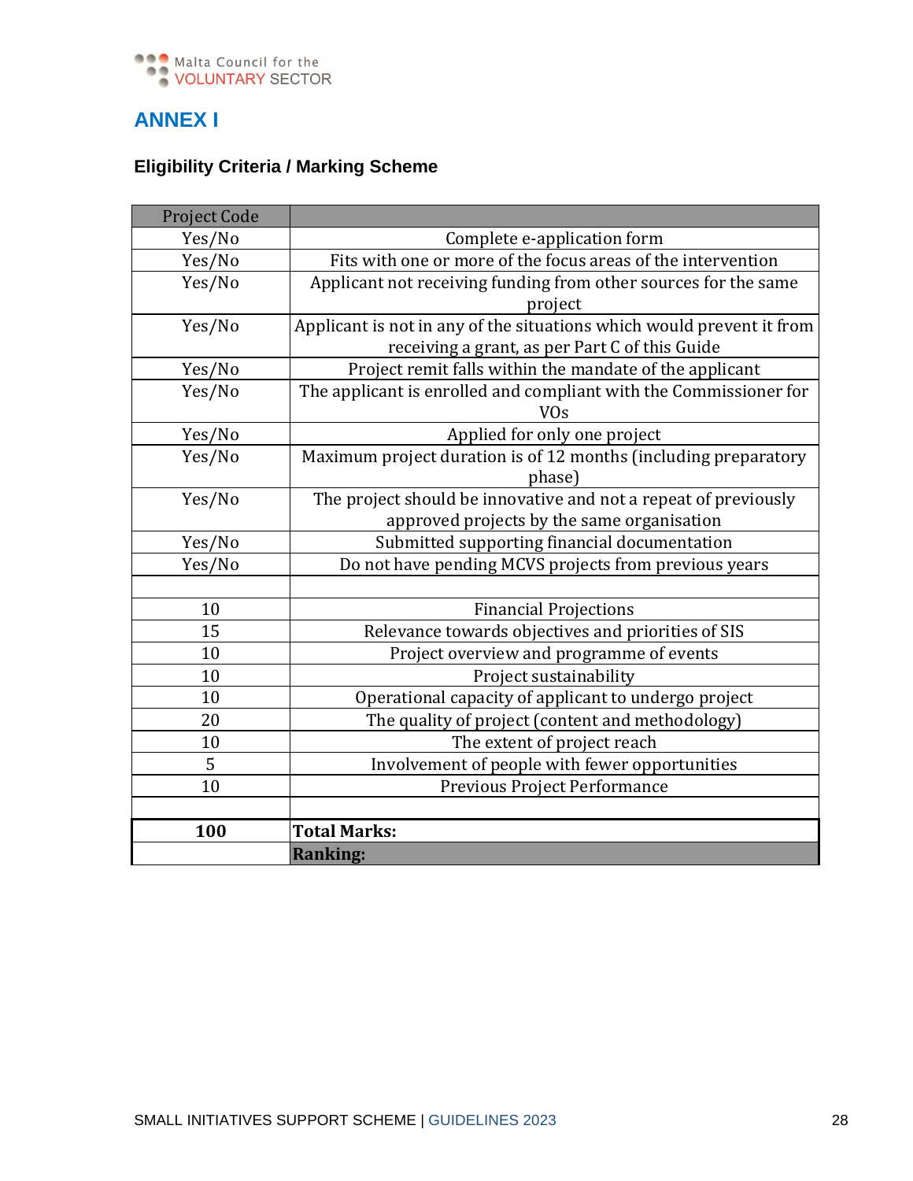# ANNEX I

### Eligibility Criteria / Marking Scheme

| Project Code | |
|---|---|
| Yes/No | Complete e-application form |
| Yes/No | Fits with one or more of the focus areas of the intervention |
| Yes/No | Applicant not receiving funding from other sources for the same project |
| Yes/No | Applicant is not in any of the situations which would prevent it from receiving a grant, as per Part C of this Guide |
| Yes/No | Project remit falls within the mandate of the applicant |
| Yes/No | The applicant is enrolled and compliant with the Commissioner for VOs |
| Yes/No | Applied for only one project |
| Yes/No | Maximum project duration is of 12 months (including preparatory phase) |
| Yes/No | The project should be innovative and not a repeat of previously approved projects by the same organisation |
| Yes/No | Submitted supporting financial documentation |
| Yes/No | Do not have pending MCVS projects from previous years |
| | |
| 10 | Financial Projections |
| 15 | Relevance towards objectives and priorities of SIS |
| 10 | Project overview and programme of events |
| 10 | Project sustainability |
| 10 | Operational capacity of applicant to undergo project |
| 20 | The quality of project (content and methodology) |
| 10 | The extent of project reach |
| 5 | Involvement of people with fewer opportunities |
| 10 | Previous Project Performance |
| | |
| **100** | **Total Marks:** |
| | **Ranking:** |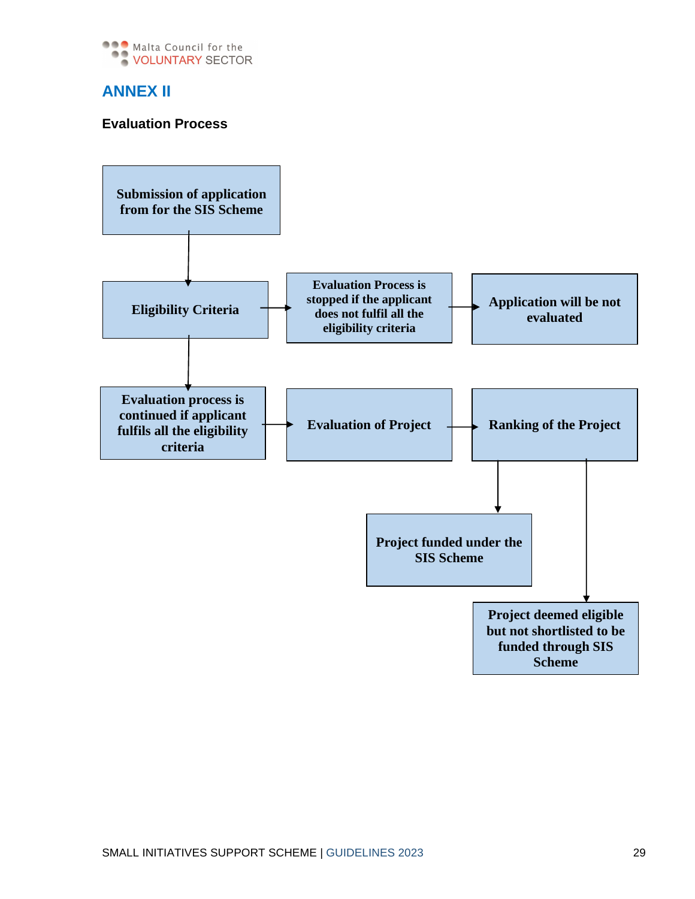## ANNEX II

### Evaluation Process

Submission of application from for the SIS Scheme

Eligibility Criteria

Evaluation Process is stopped if the applicant does not fulfil all the eligibility criteria

Application will be not evaluated

Evaluation process is continued if applicant fulfils all the eligibility criteria

Evaluation of Project

Ranking of the Project

Project funded under the SIS Scheme

Project deemed eligible but not shortlisted to be funded through SIS Scheme